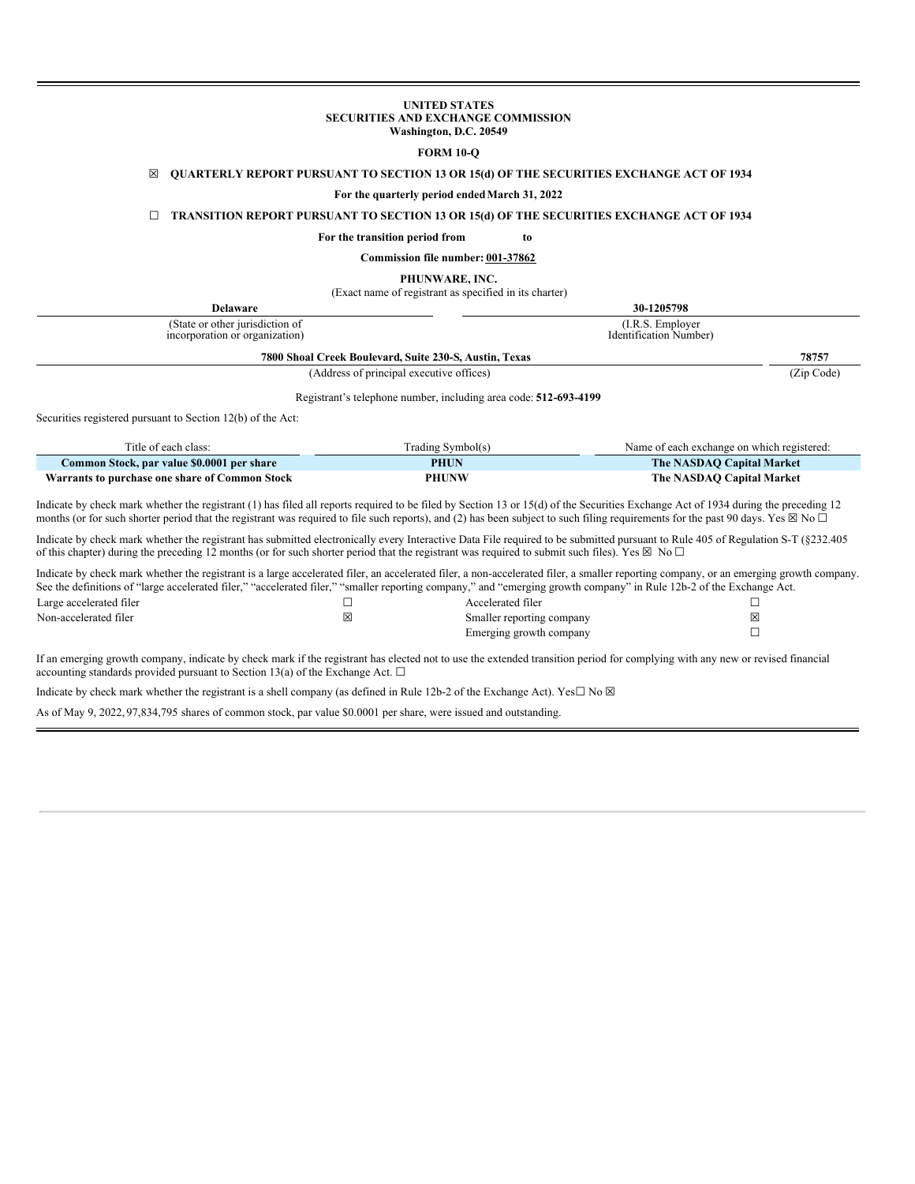**UNITED STATES**
**SECURITIES AND EXCHANGE COMMISSION**
**Washington, D.C. 20549**

**FORM 10-Q**

☒ **QUARTERLY REPORT PURSUANT TO SECTION 13 OR 15(d) OF THE SECURITIES EXCHANGE ACT OF 1934**

**For the quarterly period ended March 31, 2022**

☐ **TRANSITION REPORT PURSUANT TO SECTION 13 OR 15(d) OF THE SECURITIES EXCHANGE ACT OF 1934**

**For the transition period from to**

**Commission file number: 001-37862**

**PHUNWARE, INC.**
(Exact name of registrant as specified in its charter)

| **Delaware** | **30-1205798** |
|---|---|
| (State or other jurisdiction of incorporation or organization) | (I.R.S. Employer Identification Number) |

| **7800 Shoal Creek Boulevard, Suite 230-S, Austin, Texas** | **78757** |
|---|---|
| (Address of principal executive offices) | (Zip Code) |

Registrant's telephone number, including area code: **512-693-4199**

Securities registered pursuant to Section 12(b) of the Act:

| Title of each class: | Trading Symbol(s) | Name of each exchange on which registered: |
|---|---|---|
| **Common Stock, par value $0.0001 per share** | **PHUN** | **The NASDAQ Capital Market** |
| **Warrants to purchase one share of Common Stock** | **PHUNW** | **The NASDAQ Capital Market** |

Indicate by check mark whether the registrant (1) has filed all reports required to be filed by Section 13 or 15(d) of the Securities Exchange Act of 1934 during the preceding 12 months (or for such shorter period that the registrant was required to file such reports), and (2) has been subject to such filing requirements for the past 90 days. Yes ☒ No ☐

Indicate by check mark whether the registrant has submitted electronically every Interactive Data File required to be submitted pursuant to Rule 405 of Regulation S-T (§232.405 of this chapter) during the preceding 12 months (or for such shorter period that the registrant was required to submit such files). Yes ☒ No ☐

Indicate by check mark whether the registrant is a large accelerated filer, an accelerated filer, a non-accelerated filer, a smaller reporting company, or an emerging growth company. See the definitions of "large accelerated filer," "accelerated filer," "smaller reporting company," and "emerging growth company" in Rule 12b-2 of the Exchange Act.

| | | | |
|---|---|---|---|
| Large accelerated filer | ☐ | Accelerated filer | ☐ |
| Non-accelerated filer | ☒ | Smaller reporting company | ☒ |
| | | Emerging growth company | ☐ |

If an emerging growth company, indicate by check mark if the registrant has elected not to use the extended transition period for complying with any new or revised financial accounting standards provided pursuant to Section 13(a) of the Exchange Act. ☐

Indicate by check mark whether the registrant is a shell company (as defined in Rule 12b-2 of the Exchange Act). Yes☐ No ☒

As of May 9, 2022, 97,834,795 shares of common stock, par value $0.0001 per share, were issued and outstanding.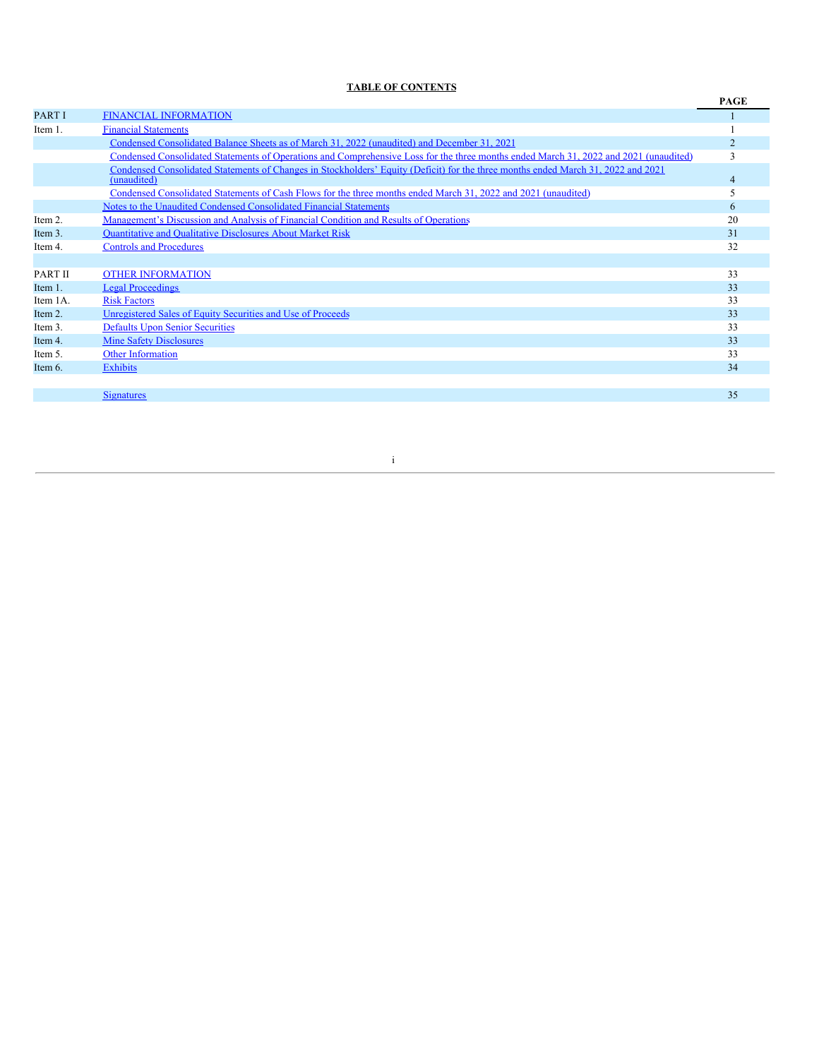**TABLE OF CONTENTS**

| | | PAGE |
|---|---|---|
| PART I | FINANCIAL INFORMATION | 1 |
| Item 1. | Financial Statements | 1 |
| | Condensed Consolidated Balance Sheets as of March 31, 2022 (unaudited) and December 31, 2021 | 2 |
| | Condensed Consolidated Statements of Operations and Comprehensive Loss for the three months ended March 31, 2022 and 2021 (unaudited) | 3 |
| | Condensed Consolidated Statements of Changes in Stockholders' Equity (Deficit) for the three months ended March 31, 2022 and 2021 (unaudited) | 4 |
| | Condensed Consolidated Statements of Cash Flows for the three months ended March 31, 2022 and 2021 (unaudited) | 5 |
| | Notes to the Unaudited Condensed Consolidated Financial Statements | 6 |
| Item 2. | Management's Discussion and Analysis of Financial Condition and Results of Operations | 20 |
| Item 3. | Quantitative and Qualitative Disclosures About Market Risk | 31 |
| Item 4. | Controls and Procedures | 32 |
| | | |
| PART II | OTHER INFORMATION | 33 |
| Item 1. | Legal Proceedings | 33 |
| Item 1A. | Risk Factors | 33 |
| Item 2. | Unregistered Sales of Equity Securities and Use of Proceeds | 33 |
| Item 3. | Defaults Upon Senior Securities | 33 |
| Item 4. | Mine Safety Disclosures | 33 |
| Item 5. | Other Information | 33 |
| Item 6. | Exhibits | 34 |
| | | |
| | Signatures | 35 |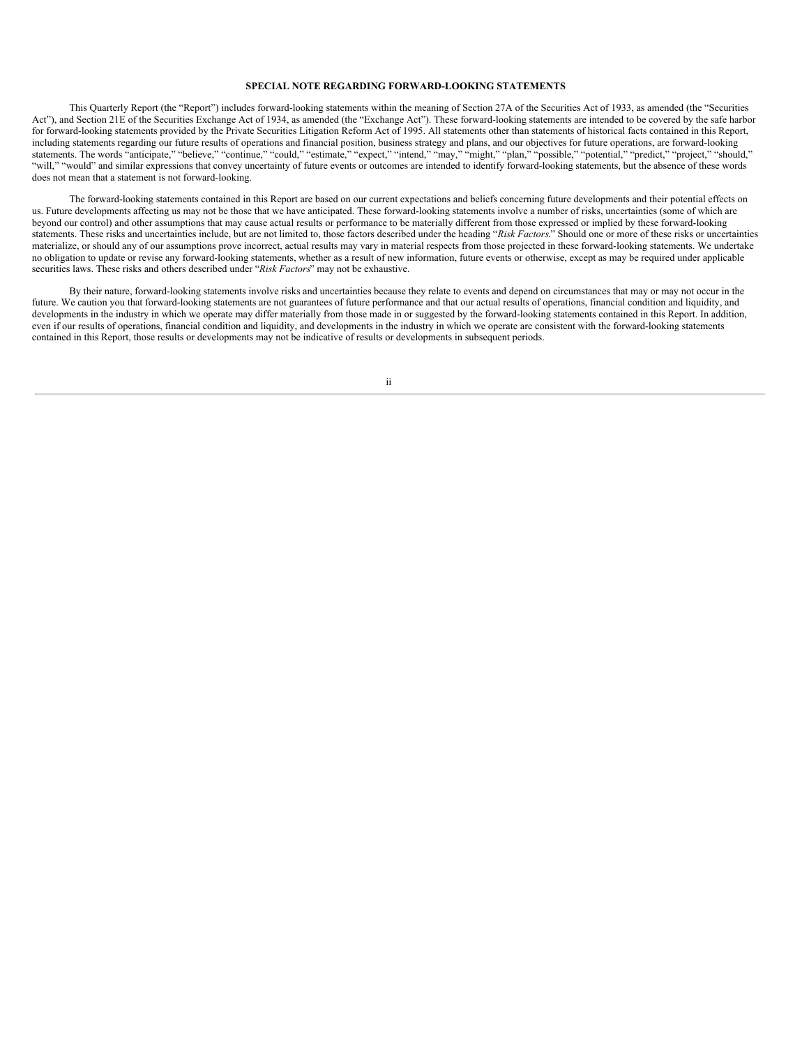**SPECIAL NOTE REGARDING FORWARD-LOOKING STATEMENTS**

This Quarterly Report (the "Report") includes forward-looking statements within the meaning of Section 27A of the Securities Act of 1933, as amended (the "Securities Act"), and Section 21E of the Securities Exchange Act of 1934, as amended (the "Exchange Act"). These forward-looking statements are intended to be covered by the safe harbor for forward-looking statements provided by the Private Securities Litigation Reform Act of 1995. All statements other than statements of historical facts contained in this Report, including statements regarding our future results of operations and financial position, business strategy and plans, and our objectives for future operations, are forward-looking statements. The words "anticipate," "believe," "continue," "could," "estimate," "expect," "intend," "may," "might," "plan," "possible," "potential," "predict," "project," "should," "will," "would" and similar expressions that convey uncertainty of future events or outcomes are intended to identify forward-looking statements, but the absence of these words does not mean that a statement is not forward-looking.

The forward-looking statements contained in this Report are based on our current expectations and beliefs concerning future developments and their potential effects on us. Future developments affecting us may not be those that we have anticipated. These forward-looking statements involve a number of risks, uncertainties (some of which are beyond our control) and other assumptions that may cause actual results or performance to be materially different from those expressed or implied by these forward-looking statements. These risks and uncertainties include, but are not limited to, those factors described under the heading "*Risk Factors*." Should one or more of these risks or uncertainties materialize, or should any of our assumptions prove incorrect, actual results may vary in material respects from those projected in these forward-looking statements. We undertake no obligation to update or revise any forward-looking statements, whether as a result of new information, future events or otherwise, except as may be required under applicable securities laws. These risks and others described under "*Risk Factors*" may not be exhaustive.

By their nature, forward-looking statements involve risks and uncertainties because they relate to events and depend on circumstances that may or may not occur in the future. We caution you that forward-looking statements are not guarantees of future performance and that our actual results of operations, financial condition and liquidity, and developments in the industry in which we operate may differ materially from those made in or suggested by the forward-looking statements contained in this Report. In addition, even if our results of operations, financial condition and liquidity, and developments in the industry in which we operate are consistent with the forward-looking statements contained in this Report, those results or developments may not be indicative of results or developments in subsequent periods.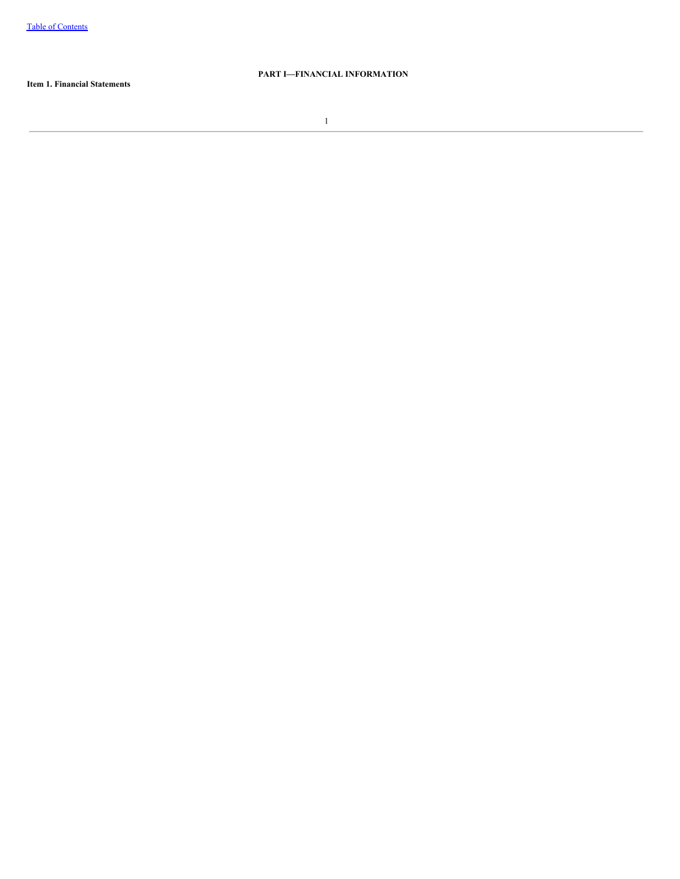# PART I—FINANCIAL INFORMATION

## Item 1. Financial Statements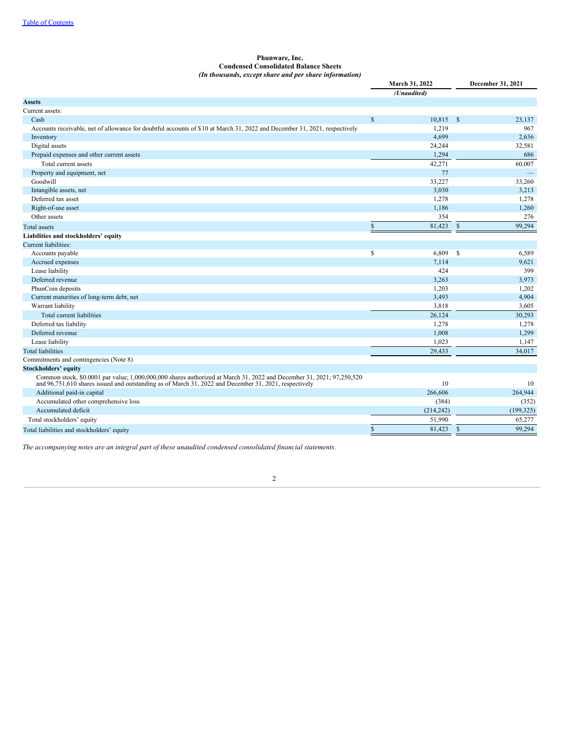[Table of Contents](#)

**Phunware, Inc.**
**Condensed Consolidated Balance Sheets**
***(In thousands, except share and per share information)***

| | March 31, 2022 | December 31, 2021 |
|---|---|---|
| | *(Unaudited)* | |
| **Assets** | | |
| Current assets: | | |
| Cash | $ 10,815 | $ 23,137 |
| Accounts receivable, net of allowance for doubtful accounts of $10 at March 31, 2022 and December 31, 2021, respectively | 1,219 | 967 |
| Inventory | 4,699 | 2,636 |
| Digital assets | 24,244 | 32,581 |
| Prepaid expenses and other current assets | 1,294 | 686 |
| Total current assets | 42,271 | 60,007 |
| Property and equipment, net | 77 | — |
| Goodwill | 33,227 | 33,260 |
| Intangible assets, net | 3,030 | 3,213 |
| Deferred tax asset | 1,278 | 1,278 |
| Right-of-use asset | 1,186 | 1,260 |
| Other assets | 354 | 276 |
| Total assets | $ 81,423 | $ 99,294 |
| **Liabilities and stockholders' equity** | | |
| Current liabilities: | | |
| Accounts payable | $ 6,809 | $ 6,589 |
| Accrued expenses | 7,114 | 9,621 |
| Lease liability | 424 | 399 |
| Deferred revenue | 3,263 | 3,973 |
| PhunCoin deposits | 1,203 | 1,202 |
| Current maturities of long-term debt, net | 3,493 | 4,904 |
| Warrant liability | 3,818 | 3,605 |
| Total current liabilities | 26,124 | 30,293 |
| Deferred tax liability | 1,278 | 1,278 |
| Deferred revenue | 1,008 | 1,299 |
| Lease liability | 1,023 | 1,147 |
| Total liabilities | 29,433 | 34,017 |
| Commitments and contingencies (Note 8) | | |
| **Stockholders' equity** | | |
| Common stock, $0.0001 par value; 1,000,000,000 shares authorized at March 31, 2022 and December 31, 2021; 97,250,520 and 96,751,610 shares issued and outstanding as of March 31, 2022 and December 31, 2021, respectively | 10 | 10 |
| Additional paid-in capital | 266,606 | 264,944 |
| Accumulated other comprehensive loss | (384) | (352) |
| Accumulated deficit | (214,242) | (199,325) |
| Total stockholders' equity | 51,990 | 65,277 |
| Total liabilities and stockholders' equity | $ 81,423 | $ 99,294 |

*The accompanying notes are an integral part of these unaudited condensed consolidated financial statements.*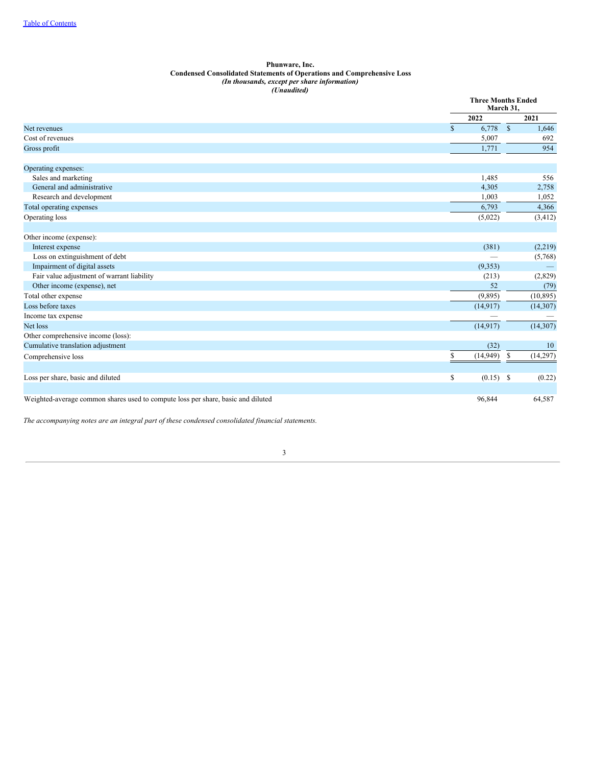**Phunware, Inc.**
**Condensed Consolidated Statements of Operations and Comprehensive Loss**
*(In thousands, except per share information)*
*(Unaudited)*

| | Three Months Ended March 31, | |
|---|---|---|
| | 2022 | 2021 |
| Net revenues | $ 6,778 | $ 1,646 |
| Cost of revenues | 5,007 | 692 |
| Gross profit | 1,771 | 954 |
| | | |
| Operating expenses: | | |
| Sales and marketing | 1,485 | 556 |
| General and administrative | 4,305 | 2,758 |
| Research and development | 1,003 | 1,052 |
| Total operating expenses | 6,793 | 4,366 |
| Operating loss | (5,022) | (3,412) |
| | | |
| Other income (expense): | | |
| Interest expense | (381) | (2,219) |
| Loss on extinguishment of debt | — | (5,768) |
| Impairment of digital assets | (9,353) | — |
| Fair value adjustment of warrant liability | (213) | (2,829) |
| Other income (expense), net | 52 | (79) |
| Total other expense | (9,895) | (10,895) |
| Loss before taxes | (14,917) | (14,307) |
| Income tax expense | — | — |
| Net loss | (14,917) | (14,307) |
| Other comprehensive income (loss): | | |
| Cumulative translation adjustment | (32) | 10 |
| Comprehensive loss | $ (14,949) | $ (14,297) |
| | | |
| Loss per share, basic and diluted | $ (0.15) | $ (0.22) |
| | | |
| Weighted-average common shares used to compute loss per share, basic and diluted | 96,844 | 64,587 |

*The accompanying notes are an integral part of these condensed consolidated financial statements.*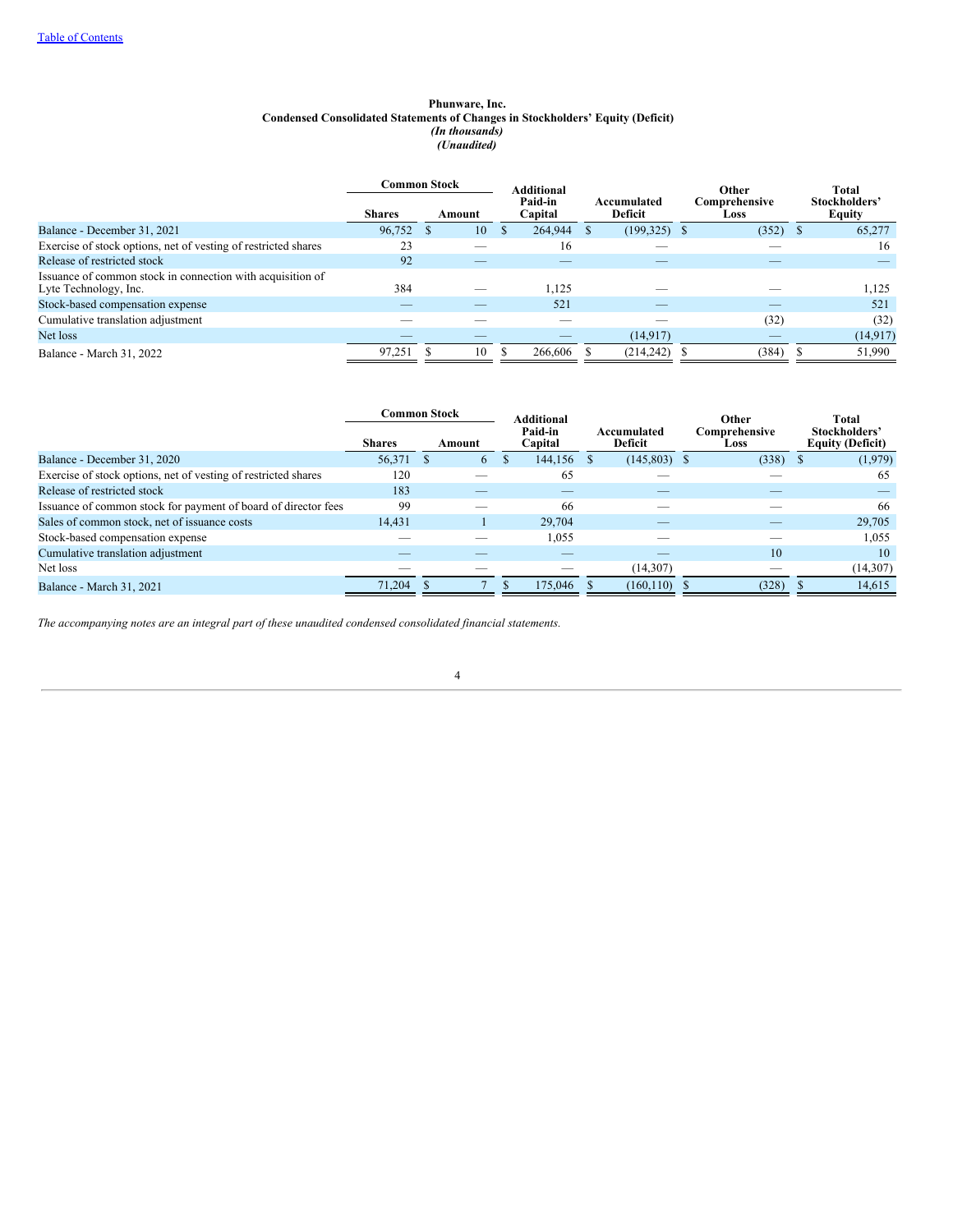**Phunware, Inc.**
**Condensed Consolidated Statements of Changes in Stockholders' Equity (Deficit)**
*(In thousands)*
*(Unaudited)*

| | Common Stock | | Additional Paid-in Capital | Accumulated Deficit | Other Comprehensive Loss | Total Stockholders' Equity |
|---|---|---|---|---|---|---|
| | Shares | Amount | | | | |
| Balance - December 31, 2021 | 96,752 | $ 10 | $ 264,944 | $ (199,325) | $ (352) | $ 65,277 |
| Exercise of stock options, net of vesting of restricted shares | 23 | — | 16 | — | — | 16 |
| Release of restricted stock | 92 | — | — | — | — | — |
| Issuance of common stock in connection with acquisition of Lyte Technology, Inc. | 384 | — | 1,125 | — | — | 1,125 |
| Stock-based compensation expense | — | — | 521 | — | — | 521 |
| Cumulative translation adjustment | — | — | — | — | (32) | (32) |
| Net loss | — | — | — | (14,917) | — | (14,917) |
| Balance - March 31, 2022 | 97,251 | $ 10 | $ 266,606 | $ (214,242) | $ (384) | $ 51,990 |

| | Common Stock | | Additional Paid-in Capital | Accumulated Deficit | Other Comprehensive Loss | Total Stockholders' Equity (Deficit) |
|---|---|---|---|---|---|---|
| | Shares | Amount | | | | |
| Balance - December 31, 2020 | 56,371 | $ 6 | $ 144,156 | $ (145,803) | $ (338) | $ (1,979) |
| Exercise of stock options, net of vesting of restricted shares | 120 | — | 65 | — | — | 65 |
| Release of restricted stock | 183 | — | — | — | — | — |
| Issuance of common stock for payment of board of director fees | 99 | — | 66 | — | — | 66 |
| Sales of common stock, net of issuance costs | 14,431 | 1 | 29,704 | — | — | 29,705 |
| Stock-based compensation expense | — | — | 1,055 | — | — | 1,055 |
| Cumulative translation adjustment | — | — | — | — | 10 | 10 |
| Net loss | — | — | — | (14,307) | — | (14,307) |
| Balance - March 31, 2021 | 71,204 | $ 7 | $ 175,046 | $ (160,110) | $ (328) | $ 14,615 |

*The accompanying notes are an integral part of these unaudited condensed consolidated financial statements.*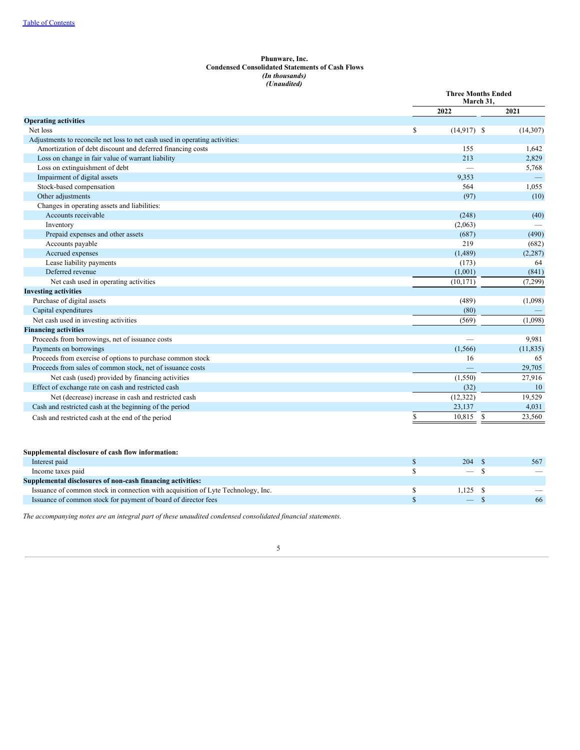Table of Contents

**Phunware, Inc.**
**Condensed Consolidated Statements of Cash Flows**
***(In thousands)***
***(Unaudited)***

| | Three Months Ended March 31, | |
|---|---|---|
| | 2022 | 2021 |
| **Operating activities** | | |
| Net loss | $ (14,917) | $ (14,307) |
| Adjustments to reconcile net loss to net cash used in operating activities: | | |
| Amortization of debt discount and deferred financing costs | 155 | 1,642 |
| Loss on change in fair value of warrant liability | 213 | 2,829 |
| Loss on extinguishment of debt | — | 5,768 |
| Impairment of digital assets | 9,353 | — |
| Stock-based compensation | 564 | 1,055 |
| Other adjustments | (97) | (10) |
| Changes in operating assets and liabilities: | | |
| Accounts receivable | (248) | (40) |
| Inventory | (2,063) | — |
| Prepaid expenses and other assets | (687) | (490) |
| Accounts payable | 219 | (682) |
| Accrued expenses | (1,489) | (2,287) |
| Lease liability payments | (173) | 64 |
| Deferred revenue | (1,001) | (841) |
| Net cash used in operating activities | (10,171) | (7,299) |
| **Investing activities** | | |
| Purchase of digital assets | (489) | (1,098) |
| Capital expenditures | (80) | — |
| Net cash used in investing activities | (569) | (1,098) |
| **Financing activities** | | |
| Proceeds from borrowings, net of issuance costs | — | 9,981 |
| Payments on borrowings | (1,566) | (11,835) |
| Proceeds from exercise of options to purchase common stock | 16 | 65 |
| Proceeds from sales of common stock, net of issuance costs | — | 29,705 |
| Net cash (used) provided by financing activities | (1,550) | 27,916 |
| Effect of exchange rate on cash and restricted cash | (32) | 10 |
| Net (decrease) increase in cash and restricted cash | (12,322) | 19,529 |
| Cash and restricted cash at the beginning of the period | 23,137 | 4,031 |
| Cash and restricted cash at the end of the period | $ 10,815 | $ 23,560 |

| | 2022 | 2021 |
|---|---|---|
| **Supplemental disclosure of cash flow information:** | | |
| Interest paid | $ 204 | $ 567 |
| Income taxes paid | $ — | $ — |
| **Supplemental disclosures of non-cash financing activities:** | | |
| Issuance of common stock in connection with acquisition of Lyte Technology, Inc. | $ 1,125 | $ — |
| Issuance of common stock for payment of board of director fees | $ — | $ 66 |

*The accompanying notes are an integral part of these unaudited condensed consolidated financial statements.*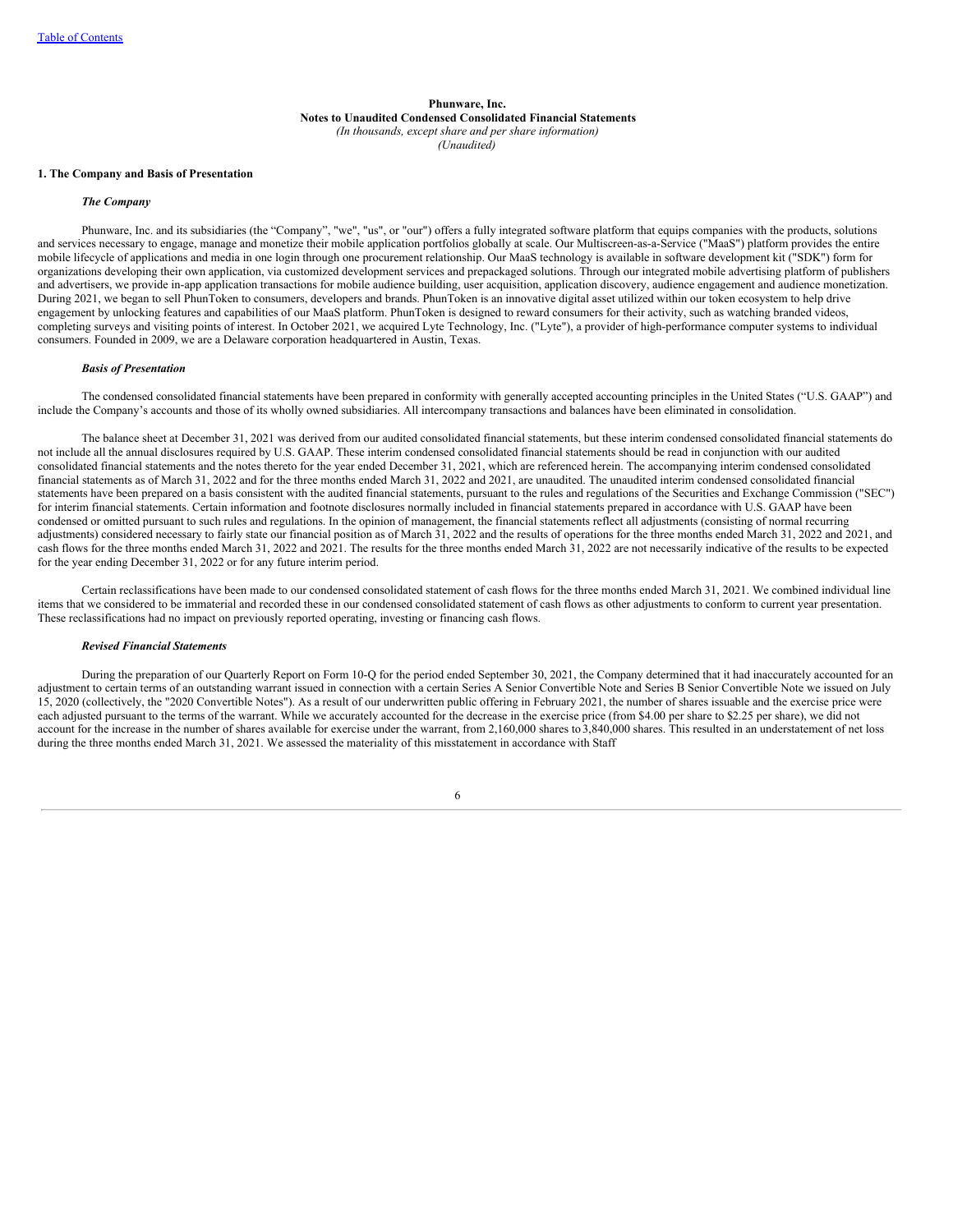**Phunware, Inc.**
**Notes to Unaudited Condensed Consolidated Financial Statements**
*(In thousands, except share and per share information)*
*(Unaudited)*

**1. The Company and Basis of Presentation**

***The Company***

Phunware, Inc. and its subsidiaries (the "Company", "we", "us", or "our") offers a fully integrated software platform that equips companies with the products, solutions and services necessary to engage, manage and monetize their mobile application portfolios globally at scale. Our Multiscreen-as-a-Service ("MaaS") platform provides the entire mobile lifecycle of applications and media in one login through one procurement relationship. Our MaaS technology is available in software development kit ("SDK") form for organizations developing their own application, via customized development services and prepackaged solutions. Through our integrated mobile advertising platform of publishers and advertisers, we provide in-app application transactions for mobile audience building, user acquisition, application discovery, audience engagement and audience monetization. During 2021, we began to sell PhunToken to consumers, developers and brands. PhunToken is an innovative digital asset utilized within our token ecosystem to help drive engagement by unlocking features and capabilities of our MaaS platform. PhunToken is designed to reward consumers for their activity, such as watching branded videos, completing surveys and visiting points of interest. In October 2021, we acquired Lyte Technology, Inc. ("Lyte"), a provider of high-performance computer systems to individual consumers. Founded in 2009, we are a Delaware corporation headquartered in Austin, Texas.

***Basis of Presentation***

The condensed consolidated financial statements have been prepared in conformity with generally accepted accounting principles in the United States ("U.S. GAAP") and include the Company's accounts and those of its wholly owned subsidiaries. All intercompany transactions and balances have been eliminated in consolidation.

The balance sheet at December 31, 2021 was derived from our audited consolidated financial statements, but these interim condensed consolidated financial statements do not include all the annual disclosures required by U.S. GAAP. These interim condensed consolidated financial statements should be read in conjunction with our audited consolidated financial statements and the notes thereto for the year ended December 31, 2021, which are referenced herein. The accompanying interim condensed consolidated financial statements as of March 31, 2022 and for the three months ended March 31, 2022 and 2021, are unaudited. The unaudited interim condensed consolidated financial statements have been prepared on a basis consistent with the audited financial statements, pursuant to the rules and regulations of the Securities and Exchange Commission ("SEC") for interim financial statements. Certain information and footnote disclosures normally included in financial statements prepared in accordance with U.S. GAAP have been condensed or omitted pursuant to such rules and regulations. In the opinion of management, the financial statements reflect all adjustments (consisting of normal recurring adjustments) considered necessary to fairly state our financial position as of March 31, 2022 and the results of operations for the three months ended March 31, 2022 and 2021, and cash flows for the three months ended March 31, 2022 and 2021. The results for the three months ended March 31, 2022 are not necessarily indicative of the results to be expected for the year ending December 31, 2022 or for any future interim period.

Certain reclassifications have been made to our condensed consolidated statement of cash flows for the three months ended March 31, 2021. We combined individual line items that we considered to be immaterial and recorded these in our condensed consolidated statement of cash flows as other adjustments to conform to current year presentation. These reclassifications had no impact on previously reported operating, investing or financing cash flows.

***Revised Financial Statements***

During the preparation of our Quarterly Report on Form 10-Q for the period ended September 30, 2021, the Company determined that it had inaccurately accounted for an adjustment to certain terms of an outstanding warrant issued in connection with a certain Series A Senior Convertible Note and Series B Senior Convertible Note we issued on July 15, 2020 (collectively, the "2020 Convertible Notes"). As a result of our underwritten public offering in February 2021, the number of shares issuable and the exercise price were each adjusted pursuant to the terms of the warrant. While we accurately accounted for the decrease in the exercise price (from $4.00 per share to $2.25 per share), we did not account for the increase in the number of shares available for exercise under the warrant, from 2,160,000 shares to 3,840,000 shares. This resulted in an understatement of net loss during the three months ended March 31, 2021. We assessed the materiality of this misstatement in accordance with Staff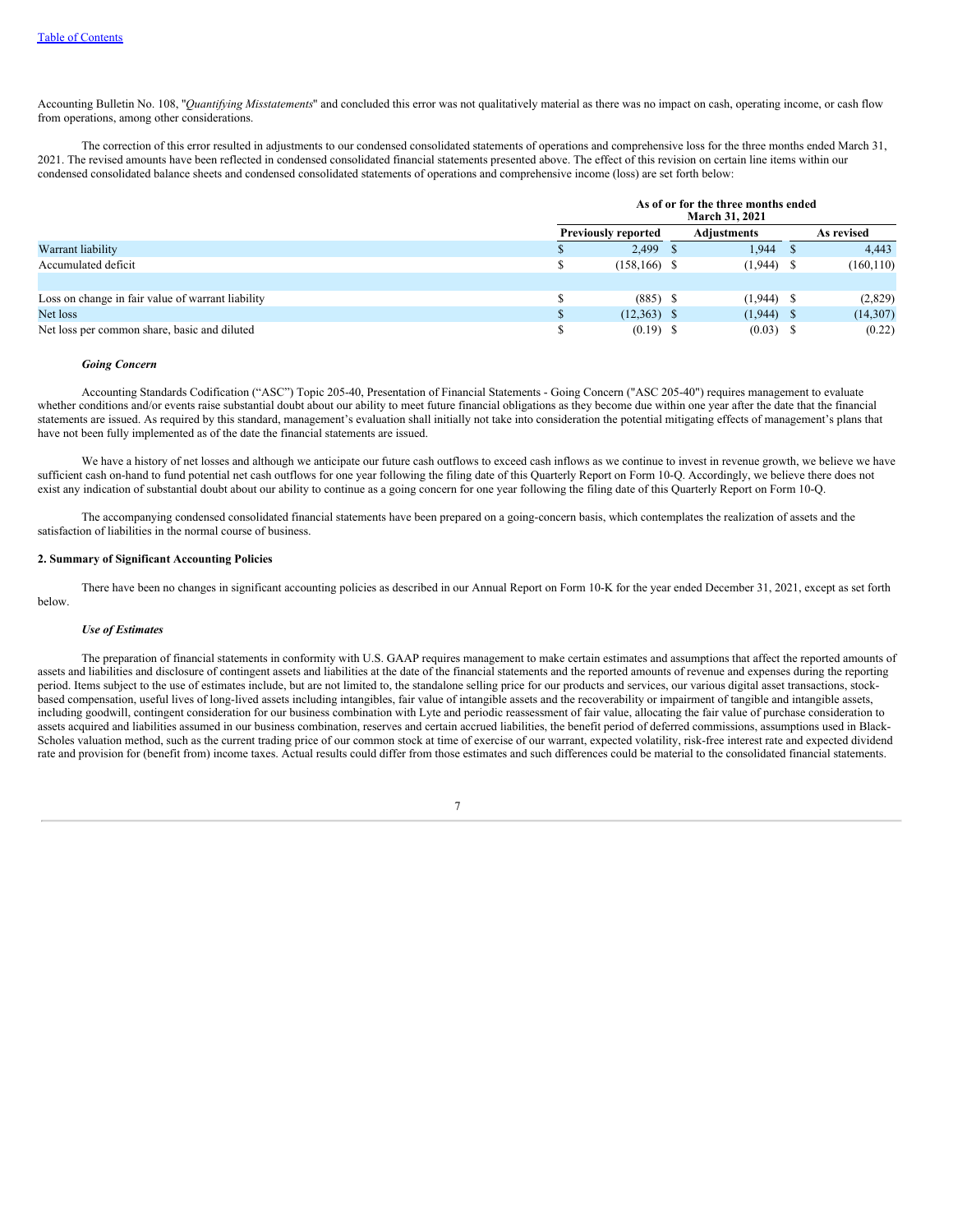Accounting Bulletin No. 108, "*Quantifying Misstatements*" and concluded this error was not qualitatively material as there was no impact on cash, operating income, or cash flow from operations, among other considerations.

The correction of this error resulted in adjustments to our condensed consolidated statements of operations and comprehensive loss for the three months ended March 31, 2021. The revised amounts have been reflected in condensed consolidated financial statements presented above. The effect of this revision on certain line items within our condensed consolidated balance sheets and condensed consolidated statements of operations and comprehensive income (loss) are set forth below:

| | As of or for the three months ended March 31, 2021 | | |
|---|---|---|---|
| | Previously reported | Adjustments | As revised |
| Warrant liability | $ 2,499 | $ 1,944 | $ 4,443 |
| Accumulated deficit | $ (158,166) | $ (1,944) | $ (160,110) |
| | | | |
| Loss on change in fair value of warrant liability | $ (885) | $ (1,944) | $ (2,829) |
| Net loss | $ (12,363) | $ (1,944) | $ (14,307) |
| Net loss per common share, basic and diluted | $ (0.19) | $ (0.03) | $ (0.22) |

***Going Concern***

Accounting Standards Codification ("ASC") Topic 205-40, Presentation of Financial Statements - Going Concern ("ASC 205-40") requires management to evaluate whether conditions and/or events raise substantial doubt about our ability to meet future financial obligations as they become due within one year after the date that the financial statements are issued. As required by this standard, management's evaluation shall initially not take into consideration the potential mitigating effects of management's plans that have not been fully implemented as of the date the financial statements are issued.

We have a history of net losses and although we anticipate our future cash outflows to exceed cash inflows as we continue to invest in revenue growth, we believe we have sufficient cash on-hand to fund potential net cash outflows for one year following the filing date of this Quarterly Report on Form 10-Q. Accordingly, we believe there does not exist any indication of substantial doubt about our ability to continue as a going concern for one year following the filing date of this Quarterly Report on Form 10-Q.

The accompanying condensed consolidated financial statements have been prepared on a going-concern basis, which contemplates the realization of assets and the satisfaction of liabilities in the normal course of business.

**2. Summary of Significant Accounting Policies**

There have been no changes in significant accounting policies as described in our Annual Report on Form 10-K for the year ended December 31, 2021, except as set forth below.

***Use of Estimates***

The preparation of financial statements in conformity with U.S. GAAP requires management to make certain estimates and assumptions that affect the reported amounts of assets and liabilities and disclosure of contingent assets and liabilities at the date of the financial statements and the reported amounts of revenue and expenses during the reporting period. Items subject to the use of estimates include, but are not limited to, the standalone selling price for our products and services, our various digital asset transactions, stock-based compensation, useful lives of long-lived assets including intangibles, fair value of intangible assets and the recoverability or impairment of tangible and intangible assets, including goodwill, contingent consideration for our business combination with Lyte and periodic reassessment of fair value, allocating the fair value of purchase consideration to assets acquired and liabilities assumed in our business combination, reserves and certain accrued liabilities, the benefit period of deferred commissions, assumptions used in Black-Scholes valuation method, such as the current trading price of our common stock at time of exercise of our warrant, expected volatility, risk-free interest rate and expected dividend rate and provision for (benefit from) income taxes. Actual results could differ from those estimates and such differences could be material to the consolidated financial statements.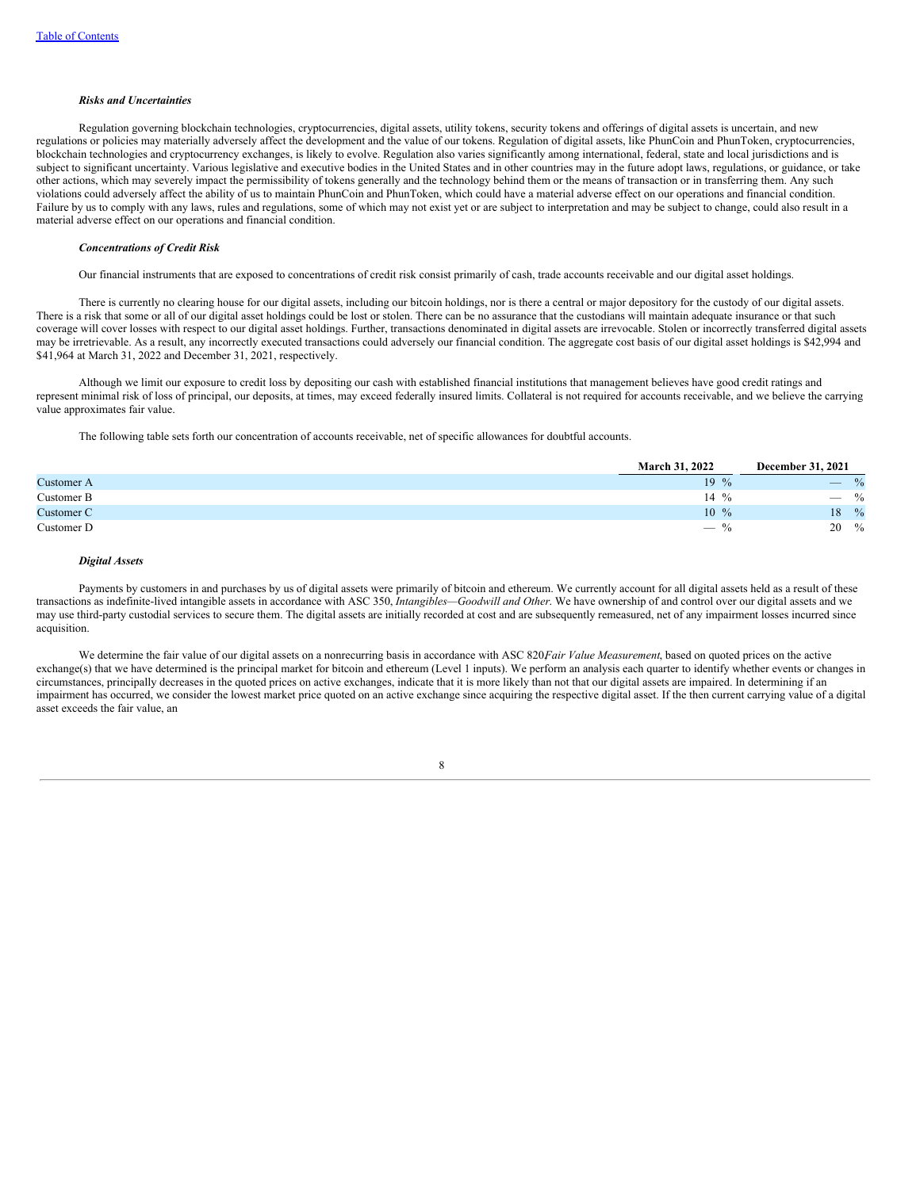*Risks and Uncertainties*

Regulation governing blockchain technologies, cryptocurrencies, digital assets, utility tokens, security tokens and offerings of digital assets is uncertain, and new regulations or policies may materially adversely affect the development and the value of our tokens. Regulation of digital assets, like PhunCoin and PhunToken, cryptocurrencies, blockchain technologies and cryptocurrency exchanges, is likely to evolve. Regulation also varies significantly among international, federal, state and local jurisdictions and is subject to significant uncertainty. Various legislative and executive bodies in the United States and in other countries may in the future adopt laws, regulations, or guidance, or take other actions, which may severely impact the permissibility of tokens generally and the technology behind them or the means of transaction or in transferring them. Any such violations could adversely affect the ability of us to maintain PhunCoin and PhunToken, which could have a material adverse effect on our operations and financial condition. Failure by us to comply with any laws, rules and regulations, some of which may not exist yet or are subject to interpretation and may be subject to change, could also result in a material adverse effect on our operations and financial condition.

*Concentrations of Credit Risk*

Our financial instruments that are exposed to concentrations of credit risk consist primarily of cash, trade accounts receivable and our digital asset holdings.

There is currently no clearing house for our digital assets, including our bitcoin holdings, nor is there a central or major depository for the custody of our digital assets. There is a risk that some or all of our digital asset holdings could be lost or stolen. There can be no assurance that the custodians will maintain adequate insurance or that such coverage will cover losses with respect to our digital asset holdings. Further, transactions denominated in digital assets are irrevocable. Stolen or incorrectly transferred digital assets may be irretrievable. As a result, any incorrectly executed transactions could adversely our financial condition. The aggregate cost basis of our digital asset holdings is $42,994 and $41,964 at March 31, 2022 and December 31, 2021, respectively.

Although we limit our exposure to credit loss by depositing our cash with established financial institutions that management believes have good credit ratings and represent minimal risk of loss of principal, our deposits, at times, may exceed federally insured limits. Collateral is not required for accounts receivable, and we believe the carrying value approximates fair value.

The following table sets forth our concentration of accounts receivable, net of specific allowances for doubtful accounts.

| | March 31, 2022 | December 31, 2021 |
|---|---|---|
| Customer A | 19 % | — % |
| Customer B | 14 % | — % |
| Customer C | 10 % | 18 % |
| Customer D | — % | 20 % |

*Digital Assets*

Payments by customers in and purchases by us of digital assets were primarily of bitcoin and ethereum. We currently account for all digital assets held as a result of these transactions as indefinite-lived intangible assets in accordance with ASC 350, *Intangibles—Goodwill and Other*. We have ownership of and control over our digital assets and we may use third-party custodial services to secure them. The digital assets are initially recorded at cost and are subsequently remeasured, net of any impairment losses incurred since acquisition.

We determine the fair value of our digital assets on a nonrecurring basis in accordance with ASC 820*Fair Value Measurement*, based on quoted prices on the active exchange(s) that we have determined is the principal market for bitcoin and ethereum (Level 1 inputs). We perform an analysis each quarter to identify whether events or changes in circumstances, principally decreases in the quoted prices on active exchanges, indicate that it is more likely than not that our digital assets are impaired. In determining if an impairment has occurred, we consider the lowest market price quoted on an active exchange since acquiring the respective digital asset. If the then current carrying value of a digital asset exceeds the fair value, an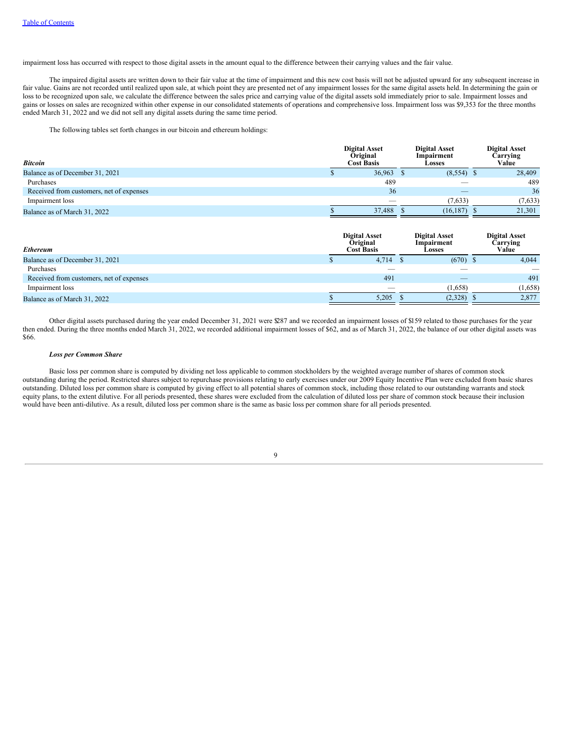impairment loss has occurred with respect to those digital assets in the amount equal to the difference between their carrying values and the fair value.

The impaired digital assets are written down to their fair value at the time of impairment and this new cost basis will not be adjusted upward for any subsequent increase in fair value. Gains are not recorded until realized upon sale, at which point they are presented net of any impairment losses for the same digital assets held. In determining the gain or loss to be recognized upon sale, we calculate the difference between the sales price and carrying value of the digital assets sold immediately prior to sale. Impairment losses and gains or losses on sales are recognized within other expense in our consolidated statements of operations and comprehensive loss. Impairment loss was $9,353 for the three months ended March 31, 2022 and we did not sell any digital assets during the same time period.

The following tables set forth changes in our bitcoin and ethereum holdings:

| *Bitcoin* | Digital Asset Original Cost Basis | Digital Asset Impairment Losses | Digital Asset Carrying Value |
|---|---|---|---|
| Balance as of December 31, 2021 | $ 36,963 | $ (8,554) | $ 28,409 |
| Purchases | 489 | — | 489 |
| Received from customers, net of expenses | 36 | — | 36 |
| Impairment loss | — | (7,633) | (7,633) |
| Balance as of March 31, 2022 | $ 37,488 | $ (16,187) | $ 21,301 |

| *Ethereum* | Digital Asset Original Cost Basis | Digital Asset Impairment Losses | Digital Asset Carrying Value |
|---|---|---|---|
| Balance as of December 31, 2021 | $ 4,714 | $ (670) | $ 4,044 |
| Purchases | — | — | — |
| Received from customers, net of expenses | 491 | — | 491 |
| Impairment loss | — | (1,658) | (1,658) |
| Balance as of March 31, 2022 | $ 5,205 | $ (2,328) | $ 2,877 |

Other digital assets purchased during the year ended December 31, 2021 were $287 and we recorded an impairment losses of $159 related to those purchases for the year then ended. During the three months ended March 31, 2022, we recorded additional impairment losses of $62, and as of March 31, 2022, the balance of our other digital assets was $66.

***Loss per Common Share***

Basic loss per common share is computed by dividing net loss applicable to common stockholders by the weighted average number of shares of common stock outstanding during the period. Restricted shares subject to repurchase provisions relating to early exercises under our 2009 Equity Incentive Plan were excluded from basic shares outstanding. Diluted loss per common share is computed by giving effect to all potential shares of common stock, including those related to our outstanding warrants and stock equity plans, to the extent dilutive. For all periods presented, these shares were excluded from the calculation of diluted loss per share of common stock because their inclusion would have been anti-dilutive. As a result, diluted loss per common share is the same as basic loss per common share for all periods presented.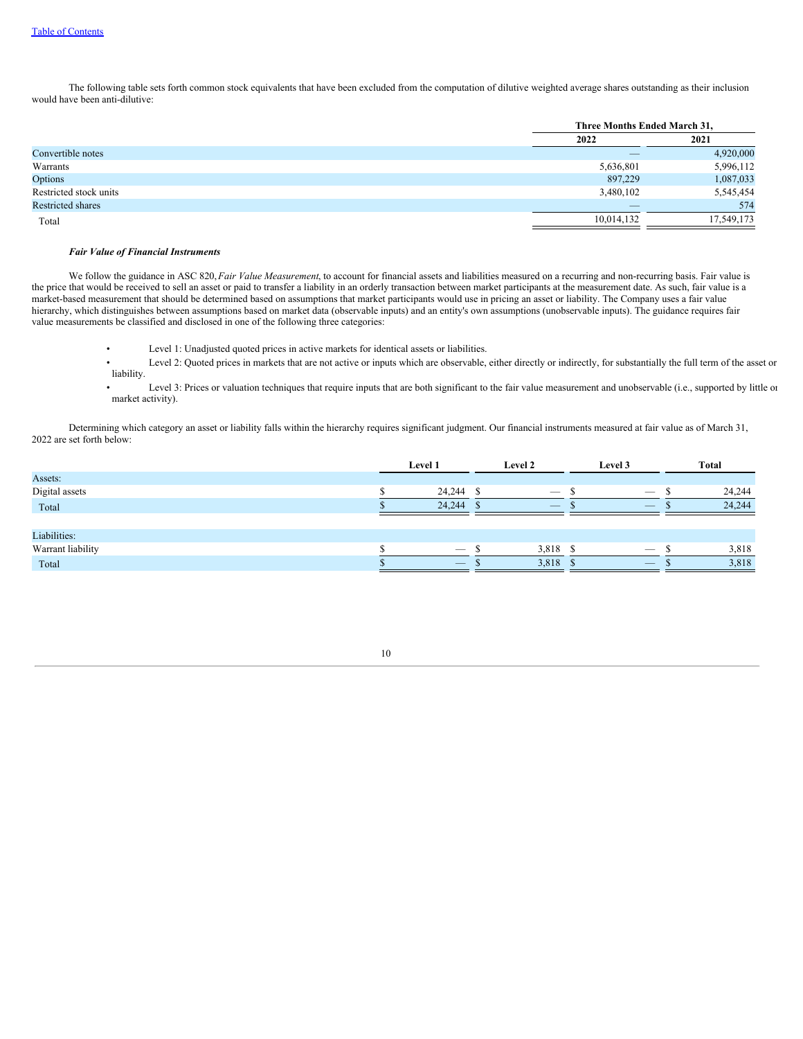The following table sets forth common stock equivalents that have been excluded from the computation of dilutive weighted average shares outstanding as their inclusion would have been anti-dilutive:

| | Three Months Ended March 31, | |
|---|---|---|
| | 2022 | 2021 |
| Convertible notes | — | 4,920,000 |
| Warrants | 5,636,801 | 5,996,112 |
| Options | 897,229 | 1,087,033 |
| Restricted stock units | 3,480,102 | 5,545,454 |
| Restricted shares | — | 574 |
| Total | 10,014,132 | 17,549,173 |

***Fair Value of Financial Instruments***

We follow the guidance in ASC 820, *Fair Value Measurement*, to account for financial assets and liabilities measured on a recurring and non-recurring basis. Fair value is the price that would be received to sell an asset or paid to transfer a liability in an orderly transaction between market participants at the measurement date. As such, fair value is a market-based measurement that should be determined based on assumptions that market participants would use in pricing an asset or liability. The Company uses a fair value hierarchy, which distinguishes between assumptions based on market data (observable inputs) and an entity's own assumptions (unobservable inputs). The guidance requires fair value measurements be classified and disclosed in one of the following three categories:

- Level 1: Unadjusted quoted prices in active markets for identical assets or liabilities.
- Level 2: Quoted prices in markets that are not active or inputs which are observable, either directly or indirectly, for substantially the full term of the asset or liability.
- Level 3: Prices or valuation techniques that require inputs that are both significant to the fair value measurement and unobservable (i.e., supported by little or market activity).

Determining which category an asset or liability falls within the hierarchy requires significant judgment. Our financial instruments measured at fair value as of March 31, 2022 are set forth below:

| | Level 1 | Level 2 | Level 3 | Total |
|---|---|---|---|---|
| Assets: | | | | |
| Digital assets | $ 24,244 | $ — | $ — | $ 24,244 |
| Total | $ 24,244 | $ — | $ — | $ 24,244 |
| | | | | |
| Liabilities: | | | | |
| Warrant liability | $ — | $ 3,818 | $ — | $ 3,818 |
| Total | $ — | $ 3,818 | $ — | $ 3,818 |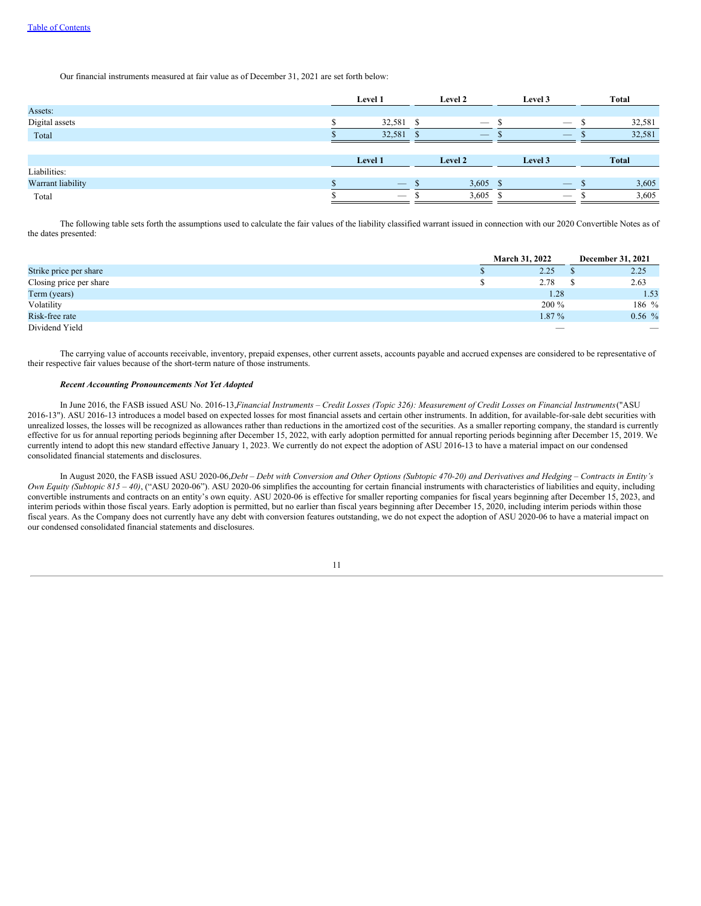Our financial instruments measured at fair value as of December 31, 2021 are set forth below:

| | Level 1 | Level 2 | Level 3 | Total |
|---|---|---|---|---|
| Assets: | | | | |
| Digital assets | $ 32,581 | $ — | $ — | $ 32,581 |
| Total | $ 32,581 | $ — | $ — | $ 32,581 |

| | Level 1 | Level 2 | Level 3 | Total |
|---|---|---|---|---|
| Liabilities: | | | | |
| Warrant liability | $ — | $ 3,605 | $ — | $ 3,605 |
| Total | $ — | $ 3,605 | $ — | $ 3,605 |

The following table sets forth the assumptions used to calculate the fair values of the liability classified warrant issued in connection with our 2020 Convertible Notes as of the dates presented:

| | March 31, 2022 | December 31, 2021 |
|---|---|---|
| Strike price per share | $ 2.25 | $ 2.25 |
| Closing price per share | $ 2.78 | $ 2.63 |
| Term (years) | 1.28 | 1.53 |
| Volatility | 200 % | 186 % |
| Risk-free rate | 1.87 % | 0.56 % |
| Dividend Yield | — | — |

The carrying value of accounts receivable, inventory, prepaid expenses, other current assets, accounts payable and accrued expenses are considered to be representative of their respective fair values because of the short-term nature of those instruments.

***Recent Accounting Pronouncements Not Yet Adopted***

In June 2016, the FASB issued ASU No. 2016-13,*Financial Instruments – Credit Losses (Topic 326): Measurement of Credit Losses on Financial Instruments*("ASU 2016-13"). ASU 2016-13 introduces a model based on expected losses for most financial assets and certain other instruments. In addition, for available-for-sale debt securities with unrealized losses, the losses will be recognized as allowances rather than reductions in the amortized cost of the securities. As a smaller reporting company, the standard is currently effective for us for annual reporting periods beginning after December 15, 2022, with early adoption permitted for annual reporting periods beginning after December 15, 2019. We currently intend to adopt this new standard effective January 1, 2023. We currently do not expect the adoption of ASU 2016-13 to have a material impact on our condensed consolidated financial statements and disclosures.

In August 2020, the FASB issued ASU 2020-06,*Debt – Debt with Conversion and Other Options (Subtopic 470-20) and Derivatives and Hedging – Contracts in Entity's Own Equity (Subtopic 815 – 40)*, ("ASU 2020-06"). ASU 2020-06 simplifies the accounting for certain financial instruments with characteristics of liabilities and equity, including convertible instruments and contracts on an entity's own equity. ASU 2020-06 is effective for smaller reporting companies for fiscal years beginning after December 15, 2023, and interim periods within those fiscal years. Early adoption is permitted, but no earlier than fiscal years beginning after December 15, 2020, including interim periods within those fiscal years. As the Company does not currently have any debt with conversion features outstanding, we do not expect the adoption of ASU 2020-06 to have a material impact on our condensed consolidated financial statements and disclosures.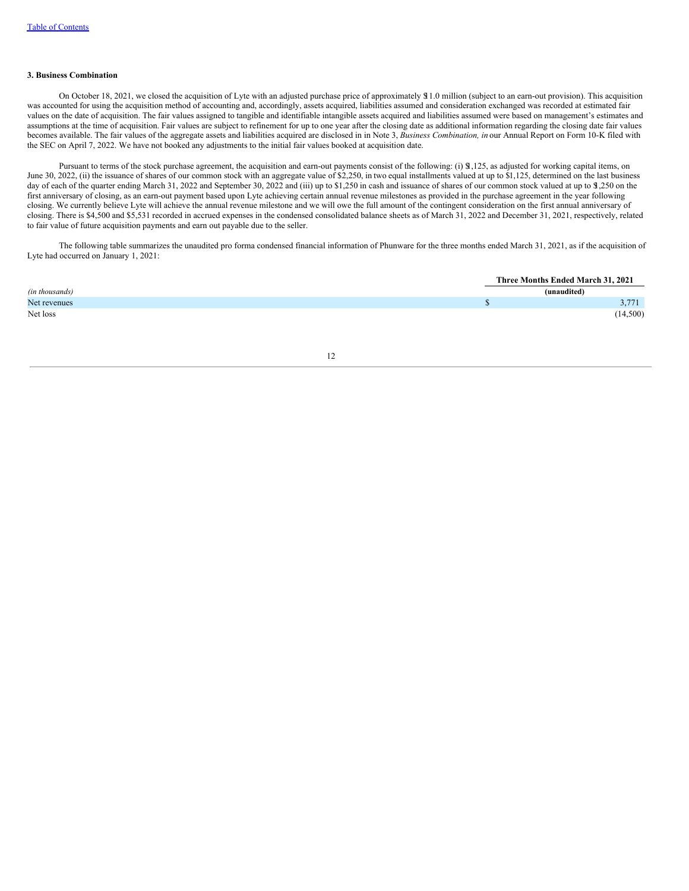**3. Business Combination**

On October 18, 2021, we closed the acquisition of Lyte with an adjusted purchase price of approximately $11.0 million (subject to an earn-out provision). This acquisition was accounted for using the acquisition method of accounting and, accordingly, assets acquired, liabilities assumed and consideration exchanged was recorded at estimated fair values on the date of acquisition. The fair values assigned to tangible and identifiable intangible assets acquired and liabilities assumed were based on management's estimates and assumptions at the time of acquisition. Fair values are subject to refinement for up to one year after the closing date as additional information regarding the closing date fair values becomes available. The fair values of the aggregate assets and liabilities acquired are disclosed in in Note 3, *Business Combination, in* our Annual Report on Form 10-K filed with the SEC on April 7, 2022. We have not booked any adjustments to the initial fair values booked at acquisition date.

Pursuant to terms of the stock purchase agreement, the acquisition and earn-out payments consist of the following: (i) $1,125, as adjusted for working capital items, on June 30, 2022, (ii) the issuance of shares of our common stock with an aggregate value of $2,250, in two equal installments valued at up to $1,125, determined on the last business day of each of the quarter ending March 31, 2022 and September 30, 2022 and (iii) up to $1,250 in cash and issuance of shares of our common stock valued at up to $1,250 on the first anniversary of closing, as an earn-out payment based upon Lyte achieving certain annual revenue milestones as provided in the purchase agreement in the year following closing. We currently believe Lyte will achieve the annual revenue milestone and we will owe the full amount of the contingent consideration on the first annual anniversary of closing. There is $4,500 and $5,531 recorded in accrued expenses in the condensed consolidated balance sheets as of March 31, 2022 and December 31, 2021, respectively, related to fair value of future acquisition payments and earn out payable due to the seller.

The following table summarizes the unaudited pro forma condensed financial information of Phunware for the three months ended March 31, 2021, as if the acquisition of Lyte had occurred on January 1, 2021:

| *(in thousands)* | Three Months Ended March 31, 2021 (unaudited) |
|---|---|
| Net revenues | $ 3,771 |
| Net loss | (14,500) |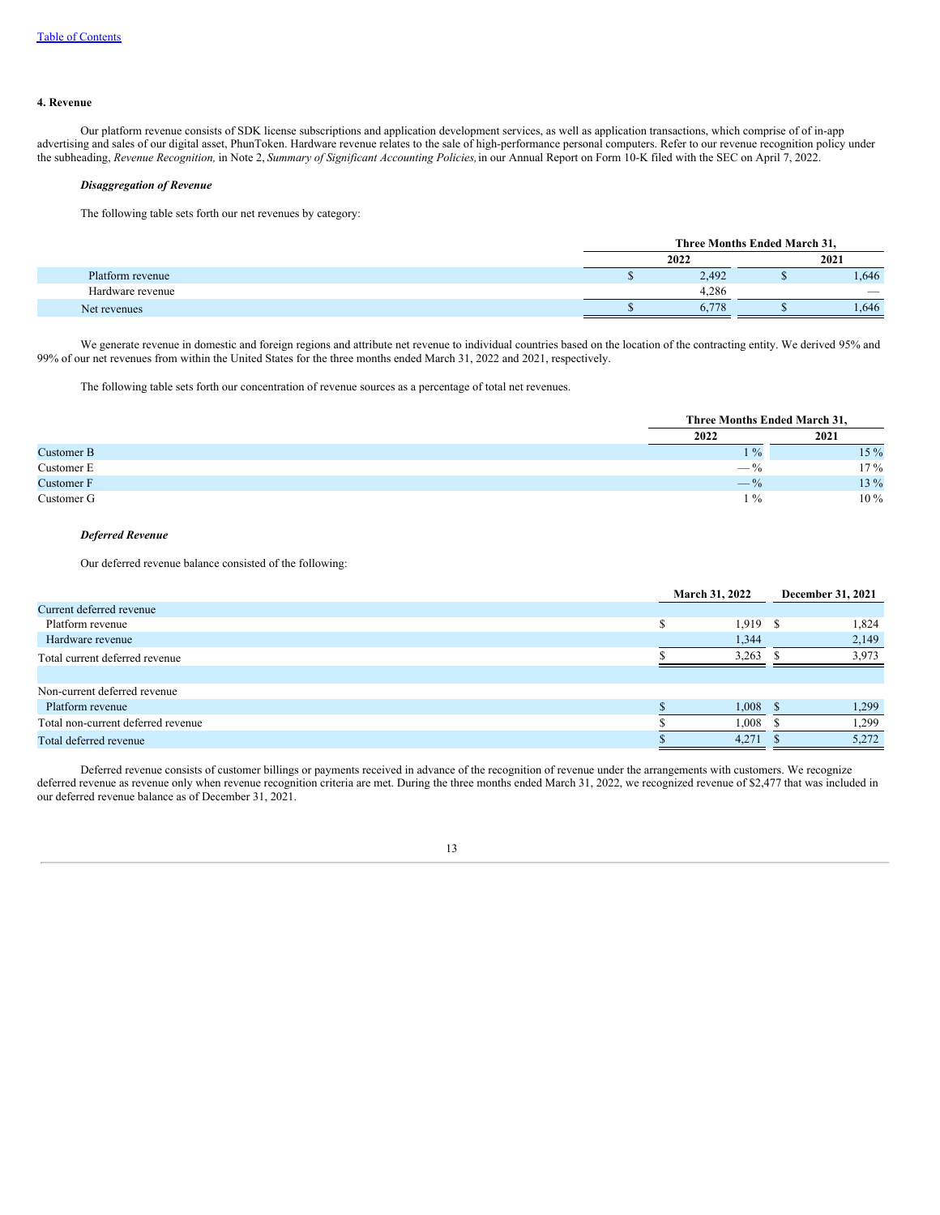### 4. Revenue

Our platform revenue consists of SDK license subscriptions and application development services, as well as application transactions, which comprise of of in-app advertising and sales of our digital asset, PhunToken. Hardware revenue relates to the sale of high-performance personal computers. Refer to our revenue recognition policy under the subheading, *Revenue Recognition,* in Note 2, *Summary of Significant Accounting Policies,* in our Annual Report on Form 10-K filed with the SEC on April 7, 2022.

***Disaggregation of Revenue***

The following table sets forth our net revenues by category:

| | Three Months Ended March 31, | |
|---|---|---|
| | 2022 | 2021 |
| Platform revenue | $ 2,492 | $ 1,646 |
| Hardware revenue | 4,286 | — |
| Net revenues | $ 6,778 | $ 1,646 |

We generate revenue in domestic and foreign regions and attribute net revenue to individual countries based on the location of the contracting entity. We derived 95% and 99% of our net revenues from within the United States for the three months ended March 31, 2022 and 2021, respectively.

The following table sets forth our concentration of revenue sources as a percentage of total net revenues.

| | Three Months Ended March 31, | |
|---|---|---|
| | 2022 | 2021 |
| Customer B | 1 % | 15 % |
| Customer E | — % | 17 % |
| Customer F | — % | 13 % |
| Customer G | 1 % | 10 % |

***Deferred Revenue***

Our deferred revenue balance consisted of the following:

| | March 31, 2022 | December 31, 2021 |
|---|---|---|
| Current deferred revenue | | |
| Platform revenue | $ 1,919 | $ 1,824 |
| Hardware revenue | 1,344 | 2,149 |
| Total current deferred revenue | $ 3,263 | $ 3,973 |
| | | |
| Non-current deferred revenue | | |
| Platform revenue | $ 1,008 | $ 1,299 |
| Total non-current deferred revenue | $ 1,008 | $ 1,299 |
| Total deferred revenue | $ 4,271 | $ 5,272 |

Deferred revenue consists of customer billings or payments received in advance of the recognition of revenue under the arrangements with customers. We recognize deferred revenue as revenue only when revenue recognition criteria are met. During the three months ended March 31, 2022, we recognized revenue of $2,477 that was included in our deferred revenue balance as of December 31, 2021.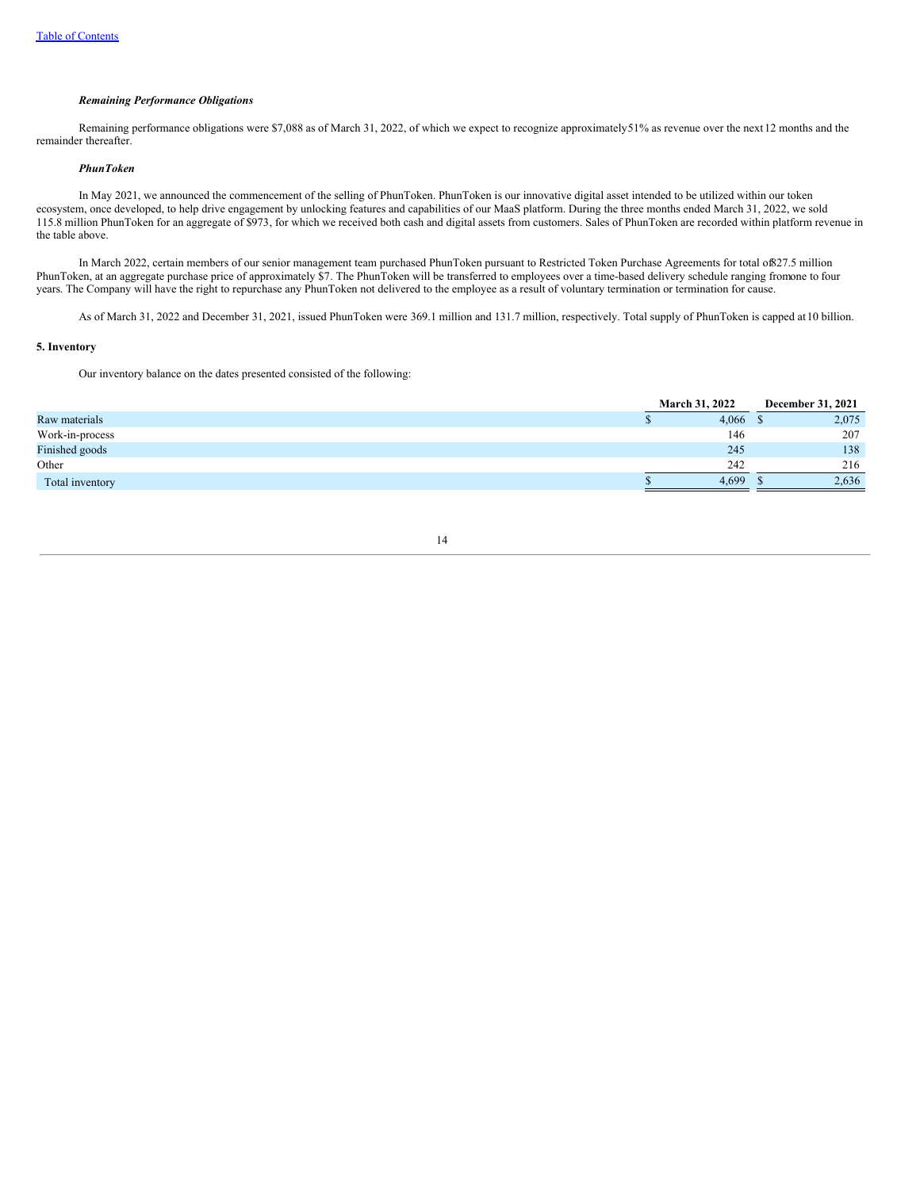*Remaining Performance Obligations*

Remaining performance obligations were $7,088 as of March 31, 2022, of which we expect to recognize approximately 51% as revenue over the next 12 months and the remainder thereafter.

*PhunToken*

In May 2021, we announced the commencement of the selling of PhunToken. PhunToken is our innovative digital asset intended to be utilized within our token ecosystem, once developed, to help drive engagement by unlocking features and capabilities of our MaaS platform. During the three months ended March 31, 2022, we sold 115.8 million PhunToken for an aggregate of $973, for which we received both cash and digital assets from customers. Sales of PhunToken are recorded within platform revenue in the table above.

In March 2022, certain members of our senior management team purchased PhunToken pursuant to Restricted Token Purchase Agreements for total of 827.5 million PhunToken, at an aggregate purchase price of approximately $7. The PhunToken will be transferred to employees over a time-based delivery schedule ranging from one to four years. The Company will have the right to repurchase any PhunToken not delivered to the employee as a result of voluntary termination or termination for cause.

As of March 31, 2022 and December 31, 2021, issued PhunToken were 369.1 million and 131.7 million, respectively. Total supply of PhunToken is capped at 10 billion.

**5. Inventory**

Our inventory balance on the dates presented consisted of the following:

| | March 31, 2022 | December 31, 2021 |
|---|---|---|
| Raw materials | $ 4,066 | $ 2,075 |
| Work-in-process | 146 | 207 |
| Finished goods | 245 | 138 |
| Other | 242 | 216 |
| Total inventory | $ 4,699 | $ 2,636 |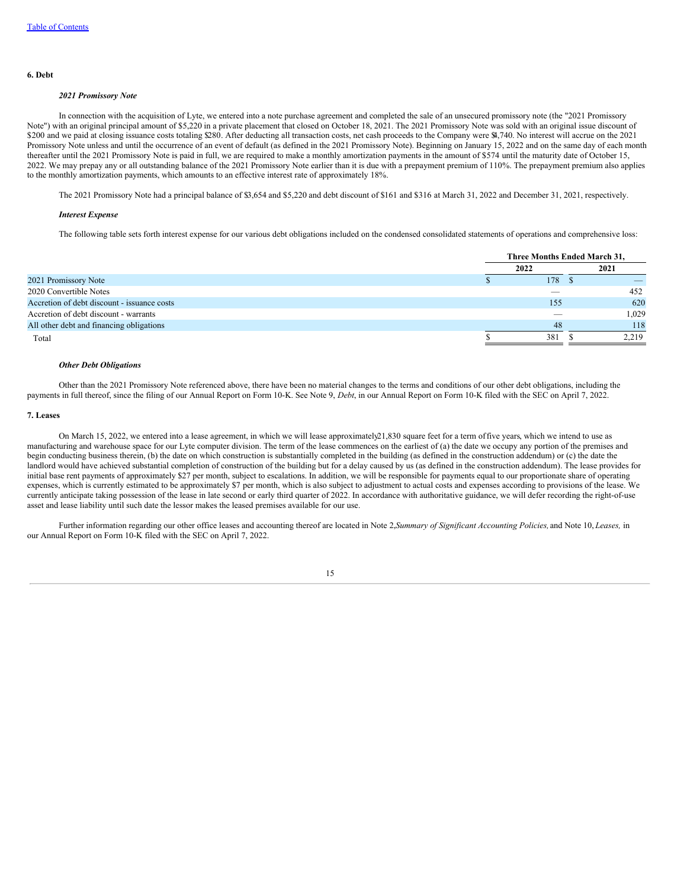[Table of Contents](#)

## 6. Debt

### *2021 Promissory Note*

In connection with the acquisition of Lyte, we entered into a note purchase agreement and completed the sale of an unsecured promissory note (the "2021 Promissory Note") with an original principal amount of $5,220 in a private placement that closed on October 18, 2021. The 2021 Promissory Note was sold with an original issue discount of $200 and we paid at closing issuance costs totaling $280. After deducting all transaction costs, net cash proceeds to the Company were $4,740. No interest will accrue on the 2021 Promissory Note unless and until the occurrence of an event of default (as defined in the 2021 Promissory Note). Beginning on January 15, 2022 and on the same day of each month thereafter until the 2021 Promissory Note is paid in full, we are required to make a monthly amortization payments in the amount of $574 until the maturity date of October 15, 2022. We may prepay any or all outstanding balance of the 2021 Promissory Note earlier than it is due with a prepayment premium of 110%. The prepayment premium also applies to the monthly amortization payments, which amounts to an effective interest rate of approximately 18%.

The 2021 Promissory Note had a principal balance of $3,654 and $5,220 and debt discount of $161 and $316 at March 31, 2022 and December 31, 2021, respectively.

### *Interest Expense*

The following table sets forth interest expense for our various debt obligations included on the condensed consolidated statements of operations and comprehensive loss:

| | Three Months Ended March 31, | |
|---|---|---|
| | 2022 | 2021 |
| 2021 Promissory Note | $ 178 | $ — |
| 2020 Convertible Notes | — | 452 |
| Accretion of debt discount - issuance costs | 155 | 620 |
| Accretion of debt discount - warrants | — | 1,029 |
| All other debt and financing obligations | 48 | 118 |
| Total | $ 381 | $ 2,219 |

### *Other Debt Obligations*

Other than the 2021 Promissory Note referenced above, there have been no material changes to the terms and conditions of our other debt obligations, including the payments in full thereof, since the filing of our Annual Report on Form 10-K. See Note 9, *Debt*, in our Annual Report on Form 10-K filed with the SEC on April 7, 2022.

## 7. Leases

On March 15, 2022, we entered into a lease agreement, in which we will lease approximately 21,830 square feet for a term of five years, which we intend to use as manufacturing and warehouse space for our Lyte computer division. The term of the lease commences on the earliest of (a) the date we occupy any portion of the premises and begin conducting business therein, (b) the date on which construction is substantially completed in the building (as defined in the construction addendum) or (c) the date the landlord would have achieved substantial completion of construction of the building but for a delay caused by us (as defined in the construction addendum). The lease provides for initial base rent payments of approximately $27 per month, subject to escalations. In addition, we will be responsible for payments equal to our proportionate share of operating expenses, which is currently estimated to be approximately $7 per month, which is also subject to adjustment to actual costs and expenses according to provisions of the lease. We currently anticipate taking possession of the lease in late second or early third quarter of 2022. In accordance with authoritative guidance, we will defer recording the right-of-use asset and lease liability until such date the lessor makes the leased premises available for our use.

Further information regarding our other office leases and accounting thereof are located in Note 2, *Summary of Significant Accounting Policies,* and Note 10, *Leases,* in our Annual Report on Form 10-K filed with the SEC on April 7, 2022.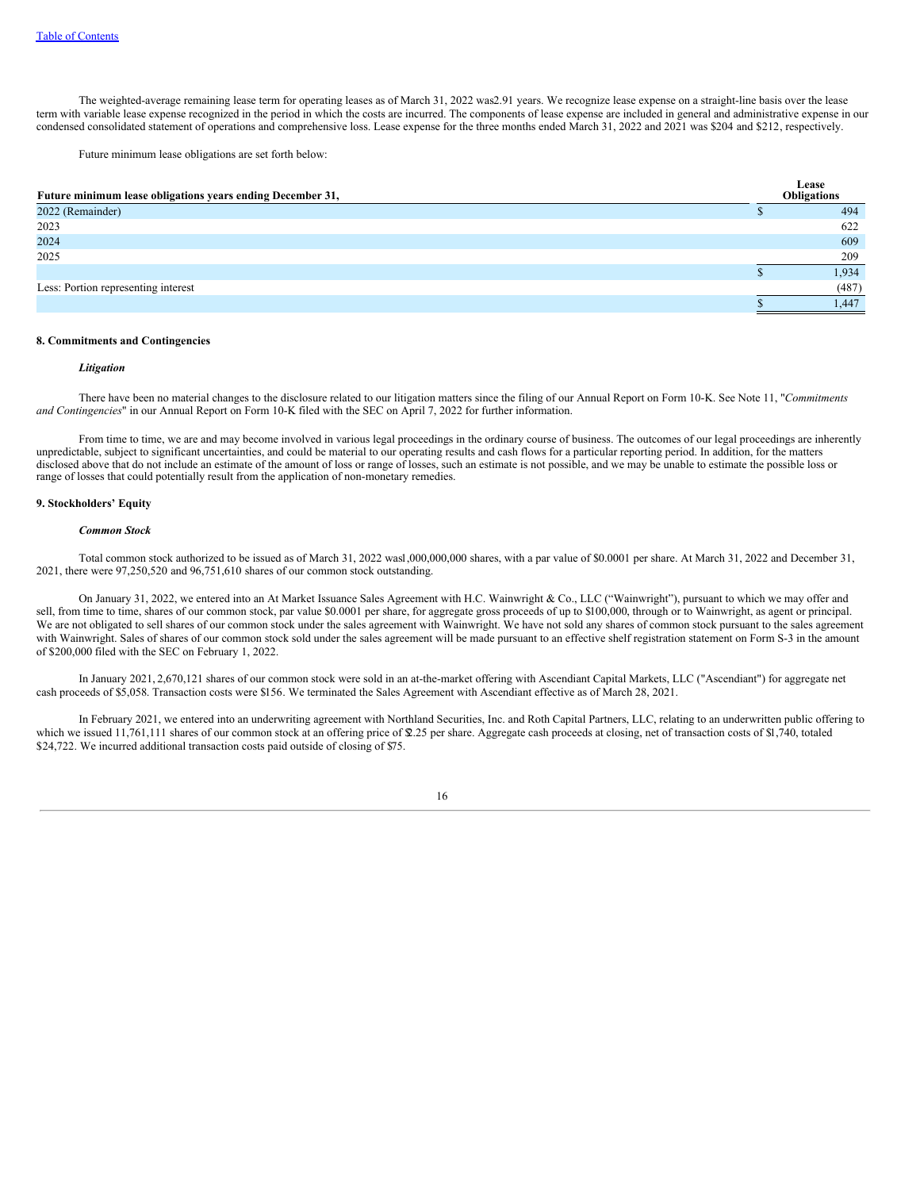The weighted-average remaining lease term for operating leases as of March 31, 2022 was 2.91 years. We recognize lease expense on a straight-line basis over the lease term with variable lease expense recognized in the period in which the costs are incurred. The components of lease expense are included in general and administrative expense in our condensed consolidated statement of operations and comprehensive loss. Lease expense for the three months ended March 31, 2022 and 2021 was $204 and $212, respectively.

Future minimum lease obligations are set forth below:

| **Future minimum lease obligations years ending December 31,** | **Lease Obligations** |
|---|---|
| 2022 (Remainder) | $ 494 |
| 2023 | 622 |
| 2024 | 609 |
| 2025 | 209 |
| | $ 1,934 |
| Less: Portion representing interest | (487) |
| | $ 1,447 |

**8. Commitments and Contingencies**

***Litigation***

There have been no material changes to the disclosure related to our litigation matters since the filing of our Annual Report on Form 10-K. See Note 11, "*Commitments and Contingencies*" in our Annual Report on Form 10-K filed with the SEC on April 7, 2022 for further information.

From time to time, we are and may become involved in various legal proceedings in the ordinary course of business. The outcomes of our legal proceedings are inherently unpredictable, subject to significant uncertainties, and could be material to our operating results and cash flows for a particular reporting period. In addition, for the matters disclosed above that do not include an estimate of the amount of loss or range of losses, such an estimate is not possible, and we may be unable to estimate the possible loss or range of losses that could potentially result from the application of non-monetary remedies.

**9. Stockholders' Equity**

***Common Stock***

Total common stock authorized to be issued as of March 31, 2022 was 1,000,000,000 shares, with a par value of $0.0001 per share. At March 31, 2022 and December 31, 2021, there were 97,250,520 and 96,751,610 shares of our common stock outstanding.

On January 31, 2022, we entered into an At Market Issuance Sales Agreement with H.C. Wainwright & Co., LLC ("Wainwright"), pursuant to which we may offer and sell, from time to time, shares of our common stock, par value $0.0001 per share, for aggregate gross proceeds of up to $100,000, through or to Wainwright, as agent or principal. We are not obligated to sell shares of our common stock under the sales agreement with Wainwright. We have not sold any shares of common stock pursuant to the sales agreement with Wainwright. Sales of shares of our common stock sold under the sales agreement will be made pursuant to an effective shelf registration statement on Form S-3 in the amount of $200,000 filed with the SEC on February 1, 2022.

In January 2021, 2,670,121 shares of our common stock were sold in an at-the-market offering with Ascendiant Capital Markets, LLC ("Ascendiant") for aggregate net cash proceeds of $5,058. Transaction costs were $156. We terminated the Sales Agreement with Ascendiant effective as of March 28, 2021.

In February 2021, we entered into an underwriting agreement with Northland Securities, Inc. and Roth Capital Partners, LLC, relating to an underwritten public offering to which we issued 11,761,111 shares of our common stock at an offering price of $2.25 per share. Aggregate cash proceeds at closing, net of transaction costs of $1,740, totaled $24,722. We incurred additional transaction costs paid outside of closing of $75.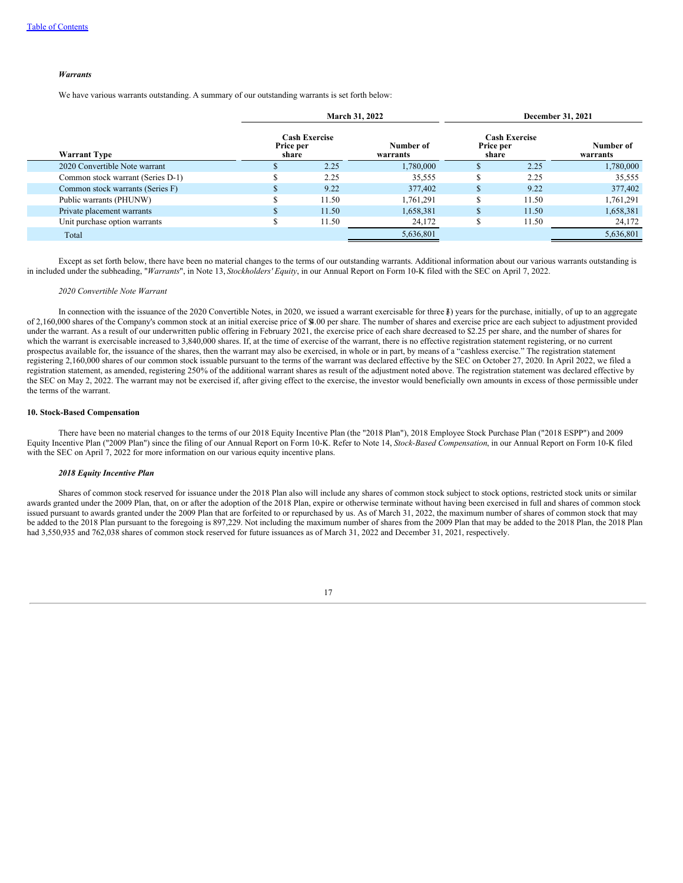*Warrants*

We have various warrants outstanding. A summary of our outstanding warrants is set forth below:

| | March 31, 2022 | | December 31, 2021 | |
|---|---|---|---|---|
| Warrant Type | Cash Exercise Price per share | Number of warrants | Cash Exercise Price per share | Number of warrants |
| 2020 Convertible Note warrant | $ 2.25 | 1,780,000 | $ 2.25 | 1,780,000 |
| Common stock warrant (Series D-1) | $ 2.25 | 35,555 | $ 2.25 | 35,555 |
| Common stock warrants (Series F) | $ 9.22 | 377,402 | $ 9.22 | 377,402 |
| Public warrants (PHUNW) | $ 11.50 | 1,761,291 | $ 11.50 | 1,761,291 |
| Private placement warrants | $ 11.50 | 1,658,381 | $ 11.50 | 1,658,381 |
| Unit purchase option warrants | $ 11.50 | 24,172 | $ 11.50 | 24,172 |
| Total | | 5,636,801 | | 5,636,801 |

Except as set forth below, there have been no material changes to the terms of our outstanding warrants. Additional information about our various warrants outstanding is in included under the subheading, "*Warrants*", in Note 13, *Stockholders' Equity*, in our Annual Report on Form 10-K filed with the SEC on April 7, 2022.

*2020 Convertible Note Warrant*

In connection with the issuance of the 2020 Convertible Notes, in 2020, we issued a warrant exercisable for three (3) years for the purchase, initially, of up to an aggregate of 2,160,000 shares of the Company's common stock at an initial exercise price of $4.00 per share. The number of shares and exercise price are each subject to adjustment provided under the warrant. As a result of our underwritten public offering in February 2021, the exercise price of each share decreased to $2.25 per share, and the number of shares for which the warrant is exercisable increased to 3,840,000 shares. If, at the time of exercise of the warrant, there is no effective registration statement registering, or no current prospectus available for, the issuance of the shares, then the warrant may also be exercised, in whole or in part, by means of a "cashless exercise." The registration statement registering 2,160,000 shares of our common stock issuable pursuant to the terms of the warrant was declared effective by the SEC on October 27, 2020. In April 2022, we filed a registration statement, as amended, registering 250% of the additional warrant shares as result of the adjustment noted above. The registration statement was declared effective by the SEC on May 2, 2022. The warrant may not be exercised if, after giving effect to the exercise, the investor would beneficially own amounts in excess of those permissible under the terms of the warrant.

## 10. Stock-Based Compensation

There have been no material changes to the terms of our 2018 Equity Incentive Plan (the "2018 Plan"), 2018 Employee Stock Purchase Plan ("2018 ESPP") and 2009 Equity Incentive Plan ("2009 Plan") since the filing of our Annual Report on Form 10-K. Refer to Note 14, *Stock-Based Compensation*, in our Annual Report on Form 10-K filed with the SEC on April 7, 2022 for more information on our various equity incentive plans.

***2018 Equity Incentive Plan***

Shares of common stock reserved for issuance under the 2018 Plan also will include any shares of common stock subject to stock options, restricted stock units or similar awards granted under the 2009 Plan, that, on or after the adoption of the 2018 Plan, expire or otherwise terminate without having been exercised in full and shares of common stock issued pursuant to awards granted under the 2009 Plan that are forfeited to or repurchased by us. As of March 31, 2022, the maximum number of shares of common stock that may be added to the 2018 Plan pursuant to the foregoing is 897,229. Not including the maximum number of shares from the 2009 Plan that may be added to the 2018 Plan, the 2018 Plan had 3,550,935 and 762,038 shares of common stock reserved for future issuances as of March 31, 2022 and December 31, 2021, respectively.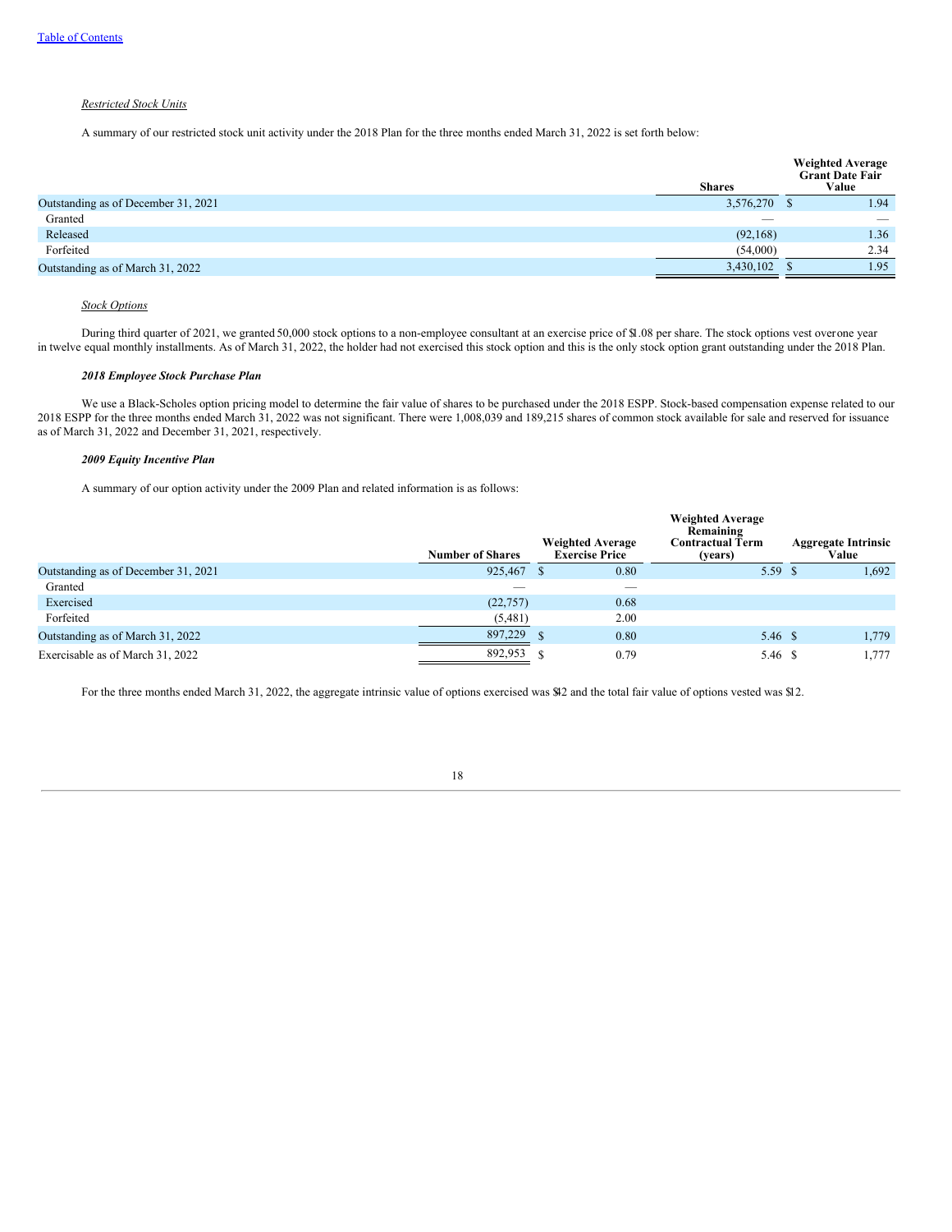*Restricted Stock Units*

A summary of our restricted stock unit activity under the 2018 Plan for the three months ended March 31, 2022 is set forth below:

| | Shares | Weighted Average Grant Date Fair Value |
|---|---|---|
| Outstanding as of December 31, 2021 | 3,576,270 | $ 1.94 |
| Granted | — | — |
| Released | (92,168) | 1.36 |
| Forfeited | (54,000) | 2.34 |
| Outstanding as of March 31, 2022 | 3,430,102 | $ 1.95 |

*Stock Options*

During third quarter of 2021, we granted 50,000 stock options to a non-employee consultant at an exercise price of $1.08 per share. The stock options vest over one year in twelve equal monthly installments. As of March 31, 2022, the holder had not exercised this stock option and this is the only stock option grant outstanding under the 2018 Plan.

***2018 Employee Stock Purchase Plan***

We use a Black-Scholes option pricing model to determine the fair value of shares to be purchased under the 2018 ESPP. Stock-based compensation expense related to our 2018 ESPP for the three months ended March 31, 2022 was not significant. There were 1,008,039 and 189,215 shares of common stock available for sale and reserved for issuance as of March 31, 2022 and December 31, 2021, respectively.

***2009 Equity Incentive Plan***

A summary of our option activity under the 2009 Plan and related information is as follows:

| | Number of Shares | Weighted Average Exercise Price | Weighted Average Remaining Contractual Term (years) | Aggregate Intrinsic Value |
|---|---|---|---|---|
| Outstanding as of December 31, 2021 | 925,467 | $ 0.80 | 5.59 | $ 1,692 |
| Granted | — | — | | |
| Exercised | (22,757) | 0.68 | | |
| Forfeited | (5,481) | 2.00 | | |
| Outstanding as of March 31, 2022 | 897,229 | $ 0.80 | 5.46 | $ 1,779 |
| Exercisable as of March 31, 2022 | 892,953 | $ 0.79 | 5.46 | $ 1,777 |

For the three months ended March 31, 2022, the aggregate intrinsic value of options exercised was $42 and the total fair value of options vested was $12.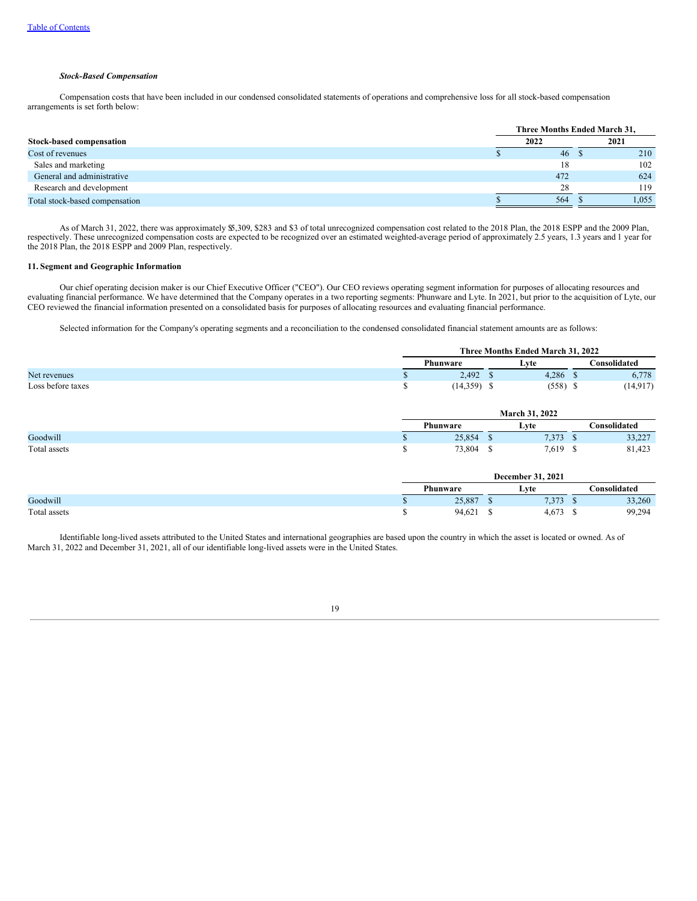*Stock-Based Compensation*

Compensation costs that have been included in our condensed consolidated statements of operations and comprehensive loss for all stock-based compensation arrangements is set forth below:

| | Three Months Ended March 31, | |
|---|---|---|
| **Stock-based compensation** | **2022** | **2021** |
| Cost of revenues | $ 46 | $ 210 |
| Sales and marketing | 18 | 102 |
| General and administrative | 472 | 624 |
| Research and development | 28 | 119 |
| Total stock-based compensation | $ 564 | $ 1,055 |

As of March 31, 2022, there was approximately $5,309, $283 and $3 of total unrecognized compensation cost related to the 2018 Plan, the 2018 ESPP and the 2009 Plan, respectively. These unrecognized compensation costs are expected to be recognized over an estimated weighted-average period of approximately 2.5 years, 1.3 years and 1 year for the 2018 Plan, the 2018 ESPP and 2009 Plan, respectively.

**11. Segment and Geographic Information**

Our chief operating decision maker is our Chief Executive Officer ("CEO"). Our CEO reviews operating segment information for purposes of allocating resources and evaluating financial performance. We have determined that the Company operates in a two reporting segments: Phunware and Lyte. In 2021, but prior to the acquisition of Lyte, our CEO reviewed the financial information presented on a consolidated basis for purposes of allocating resources and evaluating financial performance.

Selected information for the Company's operating segments and a reconciliation to the condensed consolidated financial statement amounts are as follows:

| | Three Months Ended March 31, 2022 | | |
|---|---|---|---|
| | **Phunware** | **Lyte** | **Consolidated** |
| Net revenues | $ 2,492 | $ 4,286 | $ 6,778 |
| Loss before taxes | $ (14,359) | $ (558) | $ (14,917) |

| | March 31, 2022 | | |
|---|---|---|---|
| | **Phunware** | **Lyte** | **Consolidated** |
| Goodwill | $ 25,854 | $ 7,373 | $ 33,227 |
| Total assets | $ 73,804 | $ 7,619 | $ 81,423 |

| | December 31, 2021 | | |
|---|---|---|---|
| | **Phunware** | **Lyte** | **Consolidated** |
| Goodwill | $ 25,887 | $ 7,373 | $ 33,260 |
| Total assets | $ 94,621 | $ 4,673 | $ 99,294 |

Identifiable long-lived assets attributed to the United States and international geographies are based upon the country in which the asset is located or owned. As of March 31, 2022 and December 31, 2021, all of our identifiable long-lived assets were in the United States.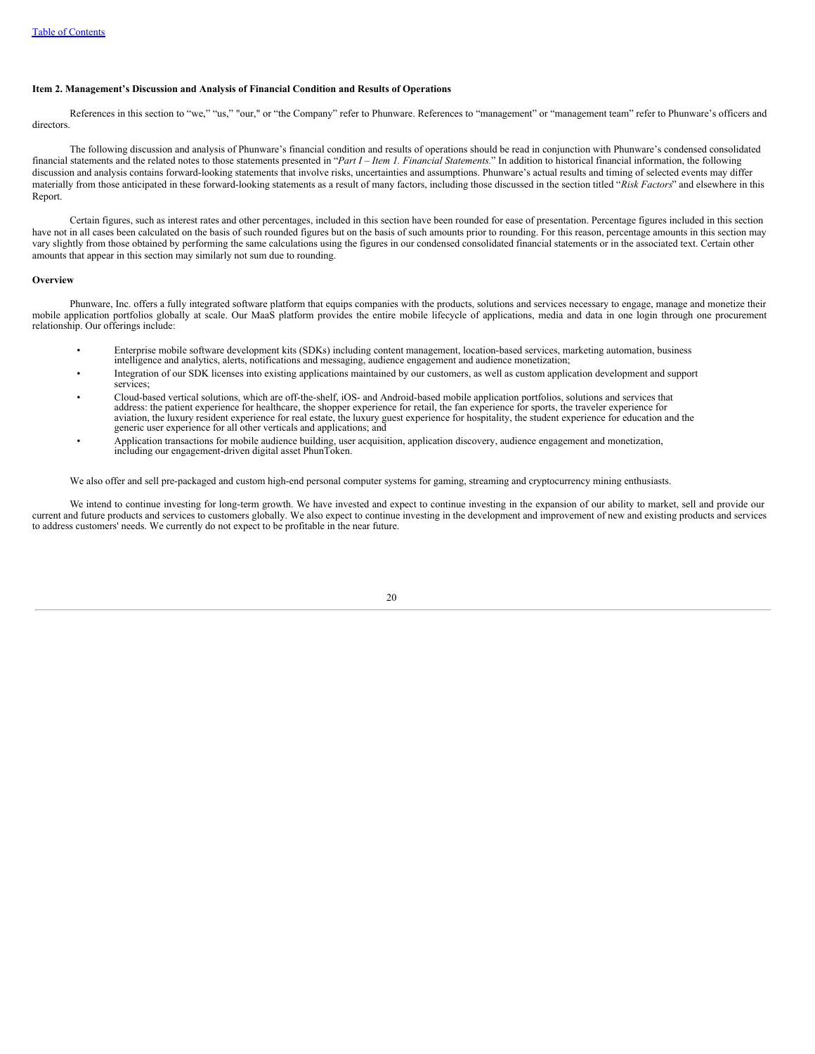### Item 2. Management's Discussion and Analysis of Financial Condition and Results of Operations

References in this section to "we," "us," "our," or "the Company" refer to Phunware. References to "management" or "management team" refer to Phunware's officers and directors.

The following discussion and analysis of Phunware's financial condition and results of operations should be read in conjunction with Phunware's condensed consolidated financial statements and the related notes to those statements presented in "*Part I – Item 1. Financial Statements.*" In addition to historical financial information, the following discussion and analysis contains forward-looking statements that involve risks, uncertainties and assumptions. Phunware's actual results and timing of selected events may differ materially from those anticipated in these forward-looking statements as a result of many factors, including those discussed in the section titled "*Risk Factors*" and elsewhere in this Report.

Certain figures, such as interest rates and other percentages, included in this section have been rounded for ease of presentation. Percentage figures included in this section have not in all cases been calculated on the basis of such rounded figures but on the basis of such amounts prior to rounding. For this reason, percentage amounts in this section may vary slightly from those obtained by performing the same calculations using the figures in our condensed consolidated financial statements or in the associated text. Certain other amounts that appear in this section may similarly not sum due to rounding.

**Overview**

Phunware, Inc. offers a fully integrated software platform that equips companies with the products, solutions and services necessary to engage, manage and monetize their mobile application portfolios globally at scale. Our MaaS platform provides the entire mobile lifecycle of applications, media and data in one login through one procurement relationship. Our offerings include:

- Enterprise mobile software development kits (SDKs) including content management, location-based services, marketing automation, business intelligence and analytics, alerts, notifications and messaging, audience engagement and audience monetization;
- Integration of our SDK licenses into existing applications maintained by our customers, as well as custom application development and support services;
- Cloud-based vertical solutions, which are off-the-shelf, iOS- and Android-based mobile application portfolios, solutions and services that address: the patient experience for healthcare, the shopper experience for retail, the fan experience for sports, the traveler experience for aviation, the luxury resident experience for real estate, the luxury guest experience for hospitality, the student experience for education and the generic user experience for all other verticals and applications; and
- Application transactions for mobile audience building, user acquisition, application discovery, audience engagement and monetization, including our engagement-driven digital asset PhunToken.

We also offer and sell pre-packaged and custom high-end personal computer systems for gaming, streaming and cryptocurrency mining enthusiasts.

We intend to continue investing for long-term growth. We have invested and expect to continue investing in the expansion of our ability to market, sell and provide our current and future products and services to customers globally. We also expect to continue investing in the development and improvement of new and existing products and services to address customers' needs. We currently do not expect to be profitable in the near future.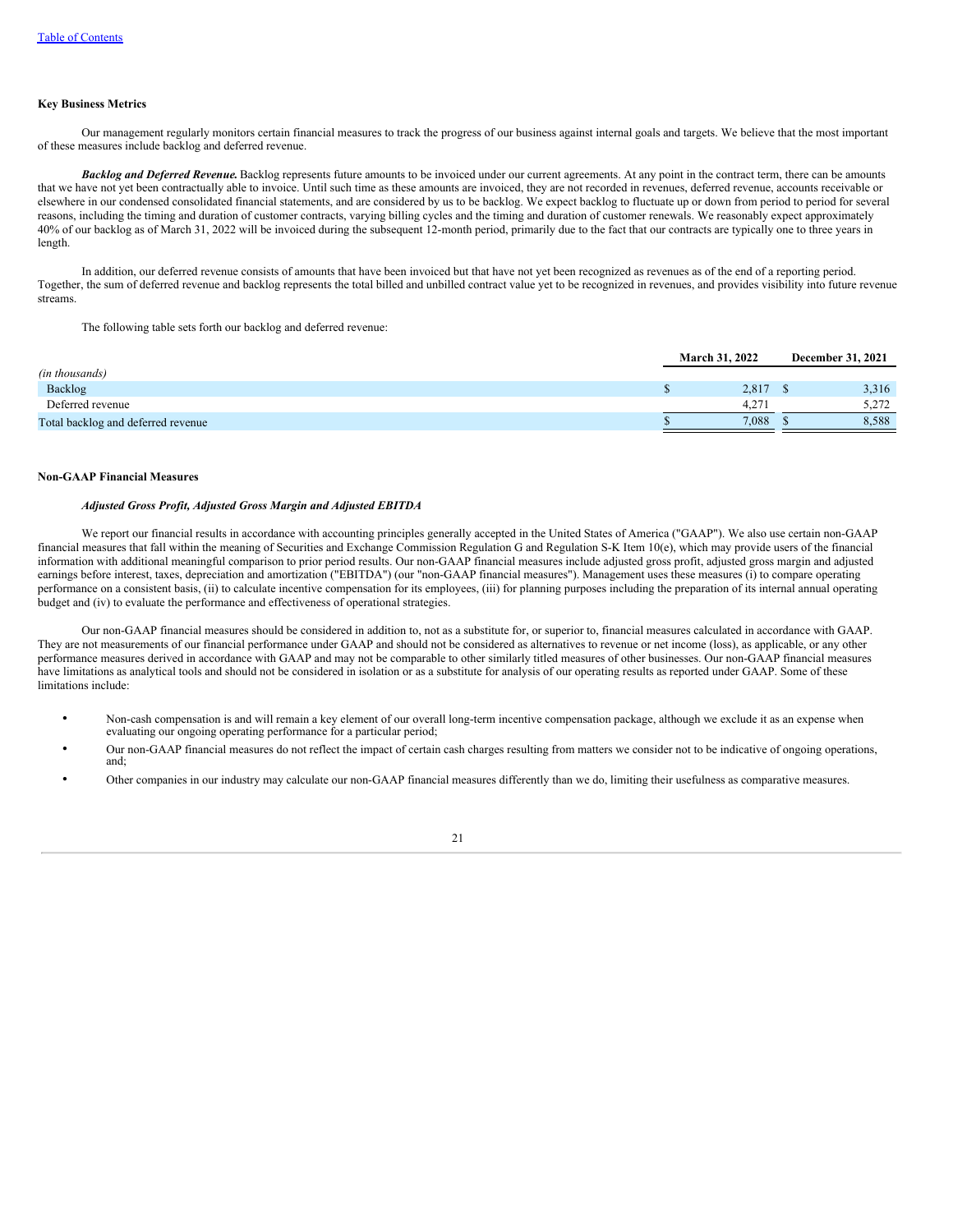**Key Business Metrics**

Our management regularly monitors certain financial measures to track the progress of our business against internal goals and targets. We believe that the most important of these measures include backlog and deferred revenue.

***Backlog and Deferred Revenue.*** Backlog represents future amounts to be invoiced under our current agreements. At any point in the contract term, there can be amounts that we have not yet been contractually able to invoice. Until such time as these amounts are invoiced, they are not recorded in revenues, deferred revenue, accounts receivable or elsewhere in our condensed consolidated financial statements, and are considered by us to be backlog. We expect backlog to fluctuate up or down from period to period for several reasons, including the timing and duration of customer contracts, varying billing cycles and the timing and duration of customer renewals. We reasonably expect approximately 40% of our backlog as of March 31, 2022 will be invoiced during the subsequent 12-month period, primarily due to the fact that our contracts are typically one to three years in length.

In addition, our deferred revenue consists of amounts that have been invoiced but that have not yet been recognized as revenues as of the end of a reporting period. Together, the sum of deferred revenue and backlog represents the total billed and unbilled contract value yet to be recognized in revenues, and provides visibility into future revenue streams.

The following table sets forth our backlog and deferred revenue:

| *(in thousands)* | March 31, 2022 | December 31, 2021 |
|---|---|---|
| Backlog | $ 2,817 | $ 3,316 |
| Deferred revenue | 4,271 | 5,272 |
| Total backlog and deferred revenue | $ 7,088 | $ 8,588 |

**Non-GAAP Financial Measures**

***Adjusted Gross Profit, Adjusted Gross Margin and Adjusted EBITDA***

We report our financial results in accordance with accounting principles generally accepted in the United States of America ("GAAP"). We also use certain non-GAAP financial measures that fall within the meaning of Securities and Exchange Commission Regulation G and Regulation S-K Item 10(e), which may provide users of the financial information with additional meaningful comparison to prior period results. Our non-GAAP financial measures include adjusted gross profit, adjusted gross margin and adjusted earnings before interest, taxes, depreciation and amortization ("EBITDA") (our "non-GAAP financial measures"). Management uses these measures (i) to compare operating performance on a consistent basis, (ii) to calculate incentive compensation for its employees, (iii) for planning purposes including the preparation of its internal annual operating budget and (iv) to evaluate the performance and effectiveness of operational strategies.

Our non-GAAP financial measures should be considered in addition to, not as a substitute for, or superior to, financial measures calculated in accordance with GAAP. They are not measurements of our financial performance under GAAP and should not be considered as alternatives to revenue or net income (loss), as applicable, or any other performance measures derived in accordance with GAAP and may not be comparable to other similarly titled measures of other businesses. Our non-GAAP financial measures have limitations as analytical tools and should not be considered in isolation or as a substitute for analysis of our operating results as reported under GAAP. Some of these limitations include:

- Non-cash compensation is and will remain a key element of our overall long-term incentive compensation package, although we exclude it as an expense when evaluating our ongoing operating performance for a particular period;
- Our non-GAAP financial measures do not reflect the impact of certain cash charges resulting from matters we consider not to be indicative of ongoing operations, and;
- Other companies in our industry may calculate our non-GAAP financial measures differently than we do, limiting their usefulness as comparative measures.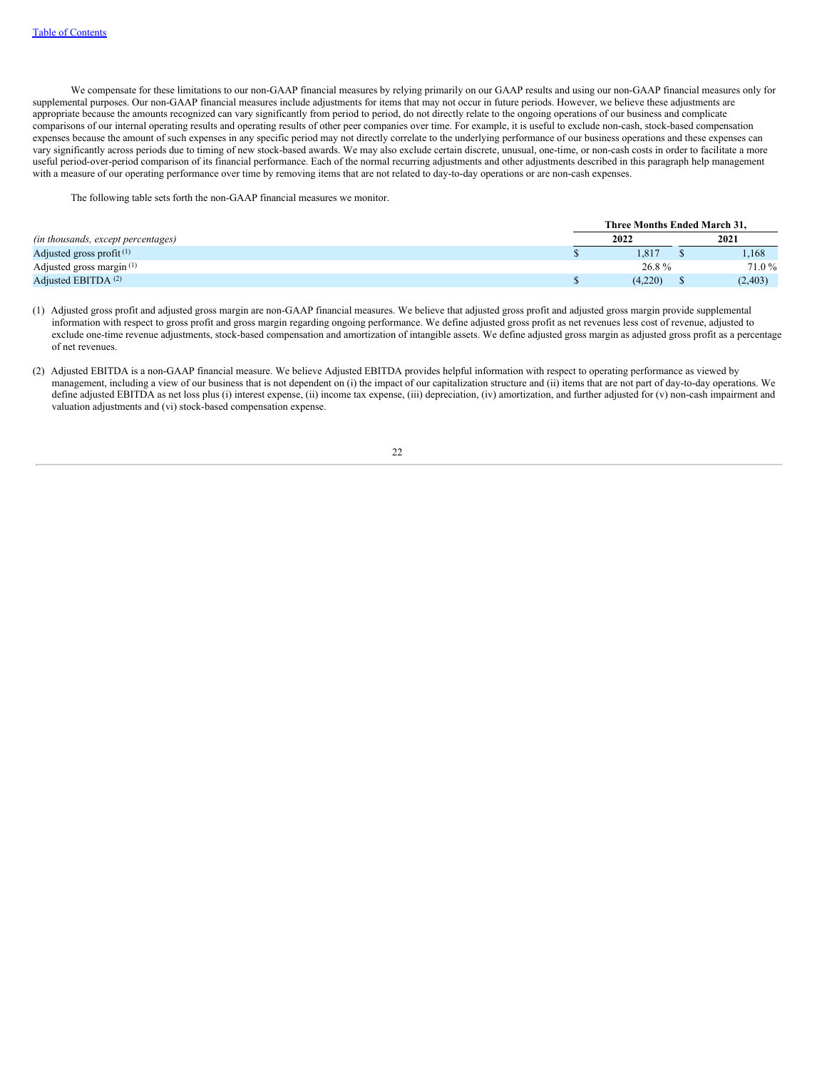We compensate for these limitations to our non-GAAP financial measures by relying primarily on our GAAP results and using our non-GAAP financial measures only for supplemental purposes. Our non-GAAP financial measures include adjustments for items that may not occur in future periods. However, we believe these adjustments are appropriate because the amounts recognized can vary significantly from period to period, do not directly relate to the ongoing operations of our business and complicate comparisons of our internal operating results and operating results of other peer companies over time. For example, it is useful to exclude non-cash, stock-based compensation expenses because the amount of such expenses in any specific period may not directly correlate to the underlying performance of our business operations and these expenses can vary significantly across periods due to timing of new stock-based awards. We may also exclude certain discrete, unusual, one-time, or non-cash costs in order to facilitate a more useful period-over-period comparison of its financial performance. Each of the normal recurring adjustments and other adjustments described in this paragraph help management with a measure of our operating performance over time by removing items that are not related to day-to-day operations or are non-cash expenses.

The following table sets forth the non-GAAP financial measures we monitor.

| | Three Months Ended March 31, | |
|---|---|---|
| *(in thousands, except percentages)* | **2022** | **2021** |
| Adjusted gross profit [1] | $ 1,817 | $ 1,168 |
| Adjusted gross margin [1] | 26.8 % | 71.0 % |
| Adjusted EBITDA [2] | $ (4,220) | $ (2,403) |

(1) Adjusted gross profit and adjusted gross margin are non-GAAP financial measures. We believe that adjusted gross profit and adjusted gross margin provide supplemental information with respect to gross profit and gross margin regarding ongoing performance. We define adjusted gross profit as net revenues less cost of revenue, adjusted to exclude one-time revenue adjustments, stock-based compensation and amortization of intangible assets. We define adjusted gross margin as adjusted gross profit as a percentage of net revenues.

(2) Adjusted EBITDA is a non-GAAP financial measure. We believe Adjusted EBITDA provides helpful information with respect to operating performance as viewed by management, including a view of our business that is not dependent on (i) the impact of our capitalization structure and (ii) items that are not part of day-to-day operations. We define adjusted EBITDA as net loss plus (i) interest expense, (ii) income tax expense, (iii) depreciation, (iv) amortization, and further adjusted for (v) non-cash impairment and valuation adjustments and (vi) stock-based compensation expense.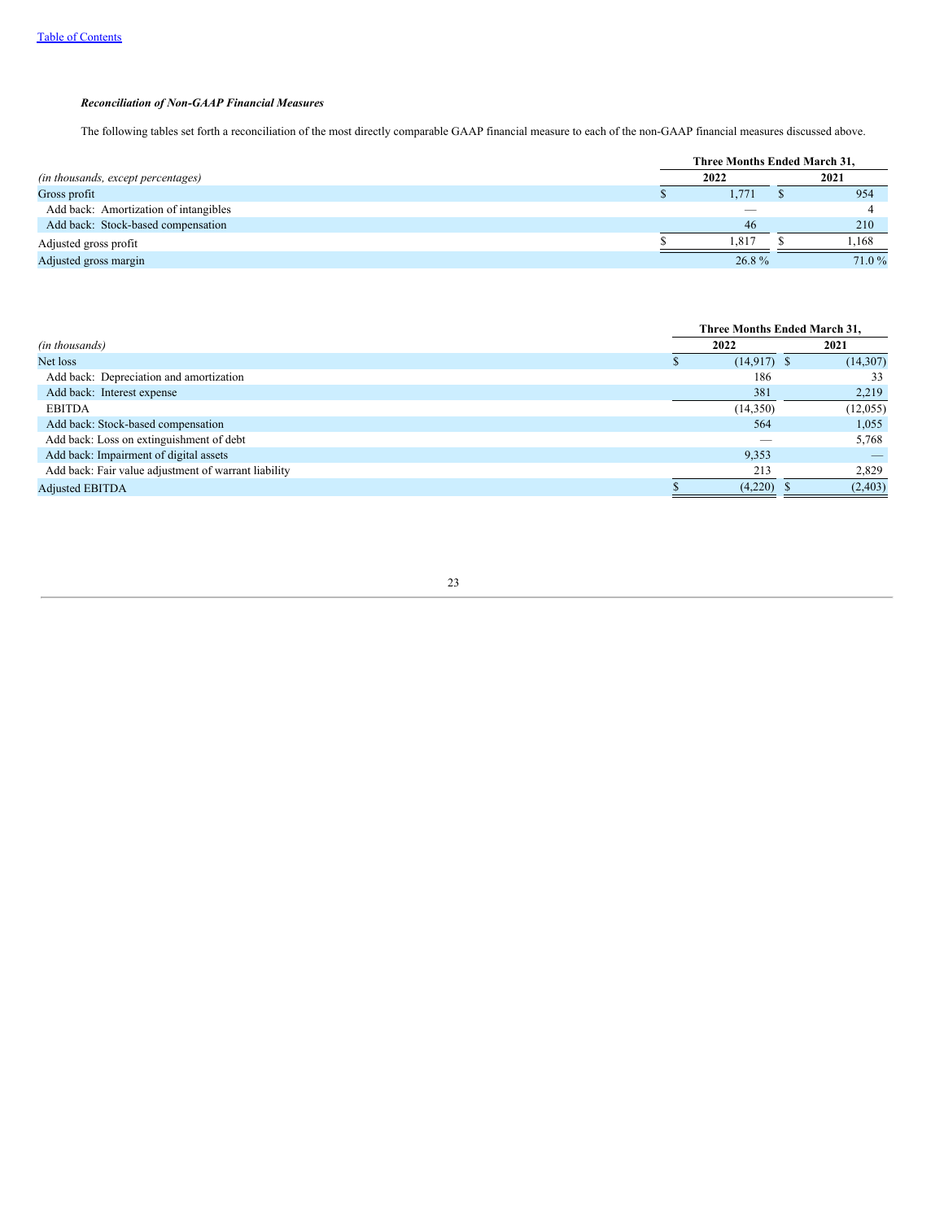***Reconciliation of Non-GAAP Financial Measures***

The following tables set forth a reconciliation of the most directly comparable GAAP financial measure to each of the non-GAAP financial measures discussed above.

| | Three Months Ended March 31, | |
|---|---|---|
| *(in thousands, except percentages)* | 2022 | 2021 |
| Gross profit | $ 1,771 | $ 954 |
| Add back: Amortization of intangibles | — | 4 |
| Add back: Stock-based compensation | 46 | 210 |
| Adjusted gross profit | $ 1,817 | $ 1,168 |
| Adjusted gross margin | 26.8 % | 71.0 % |

| | Three Months Ended March 31, | |
|---|---|---|
| *(in thousands)* | 2022 | 2021 |
| Net loss | $ (14,917) | $ (14,307) |
| Add back: Depreciation and amortization | 186 | 33 |
| Add back: Interest expense | 381 | 2,219 |
| EBITDA | (14,350) | (12,055) |
| Add back: Stock-based compensation | 564 | 1,055 |
| Add back: Loss on extinguishment of debt | — | 5,768 |
| Add back: Impairment of digital assets | 9,353 | — |
| Add back: Fair value adjustment of warrant liability | 213 | 2,829 |
| Adjusted EBITDA | $ (4,220) | $ (2,403) |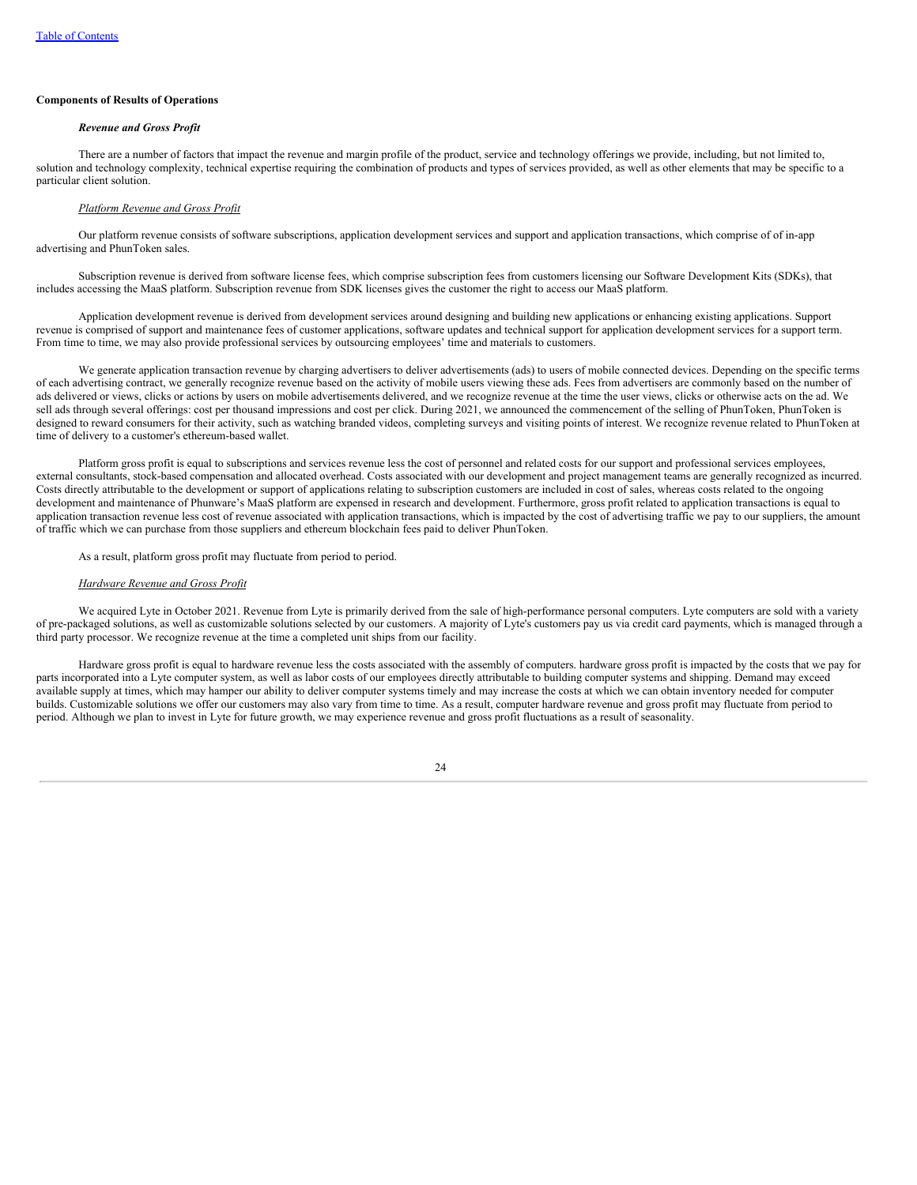**Components of Results of Operations**

***Revenue and Gross Profit***

There are a number of factors that impact the revenue and margin profile of the product, service and technology offerings we provide, including, but not limited to, solution and technology complexity, technical expertise requiring the combination of products and types of services provided, as well as other elements that may be specific to a particular client solution.

*Platform Revenue and Gross Profit*

Our platform revenue consists of software subscriptions, application development services and support and application transactions, which comprise of of in-app advertising and PhunToken sales.

Subscription revenue is derived from software license fees, which comprise subscription fees from customers licensing our Software Development Kits (SDKs), that includes accessing the MaaS platform. Subscription revenue from SDK licenses gives the customer the right to access our MaaS platform.

Application development revenue is derived from development services around designing and building new applications or enhancing existing applications. Support revenue is comprised of support and maintenance fees of customer applications, software updates and technical support for application development services for a support term. From time to time, we may also provide professional services by outsourcing employees' time and materials to customers.

We generate application transaction revenue by charging advertisers to deliver advertisements (ads) to users of mobile connected devices. Depending on the specific terms of each advertising contract, we generally recognize revenue based on the activity of mobile users viewing these ads. Fees from advertisers are commonly based on the number of ads delivered or views, clicks or actions by users on mobile advertisements delivered, and we recognize revenue at the time the user views, clicks or otherwise acts on the ad. We sell ads through several offerings: cost per thousand impressions and cost per click. During 2021, we announced the commencement of the selling of PhunToken, PhunToken is designed to reward consumers for their activity, such as watching branded videos, completing surveys and visiting points of interest. We recognize revenue related to PhunToken at time of delivery to a customer's ethereum-based wallet.

Platform gross profit is equal to subscriptions and services revenue less the cost of personnel and related costs for our support and professional services employees, external consultants, stock-based compensation and allocated overhead. Costs associated with our development and project management teams are generally recognized as incurred. Costs directly attributable to the development or support of applications relating to subscription customers are included in cost of sales, whereas costs related to the ongoing development and maintenance of Phunware's MaaS platform are expensed in research and development. Furthermore, gross profit related to application transactions is equal to application transaction revenue less cost of revenue associated with application transactions, which is impacted by the cost of advertising traffic we pay to our suppliers, the amount of traffic which we can purchase from those suppliers and ethereum blockchain fees paid to deliver PhunToken.

As a result, platform gross profit may fluctuate from period to period.

*Hardware Revenue and Gross Profit*

We acquired Lyte in October 2021. Revenue from Lyte is primarily derived from the sale of high-performance personal computers. Lyte computers are sold with a variety of pre-packaged solutions, as well as customizable solutions selected by our customers. A majority of Lyte's customers pay us via credit card payments, which is managed through a third party processor. We recognize revenue at the time a completed unit ships from our facility.

Hardware gross profit is equal to hardware revenue less the costs associated with the assembly of computers. hardware gross profit is impacted by the costs that we pay for parts incorporated into a Lyte computer system, as well as labor costs of our employees directly attributable to building computer systems and shipping. Demand may exceed available supply at times, which may hamper our ability to deliver computer systems timely and may increase the costs at which we can obtain inventory needed for computer builds. Customizable solutions we offer our customers may also vary from time to time. As a result, computer hardware revenue and gross profit may fluctuate from period to period. Although we plan to invest in Lyte for future growth, we may experience revenue and gross profit fluctuations as a result of seasonality.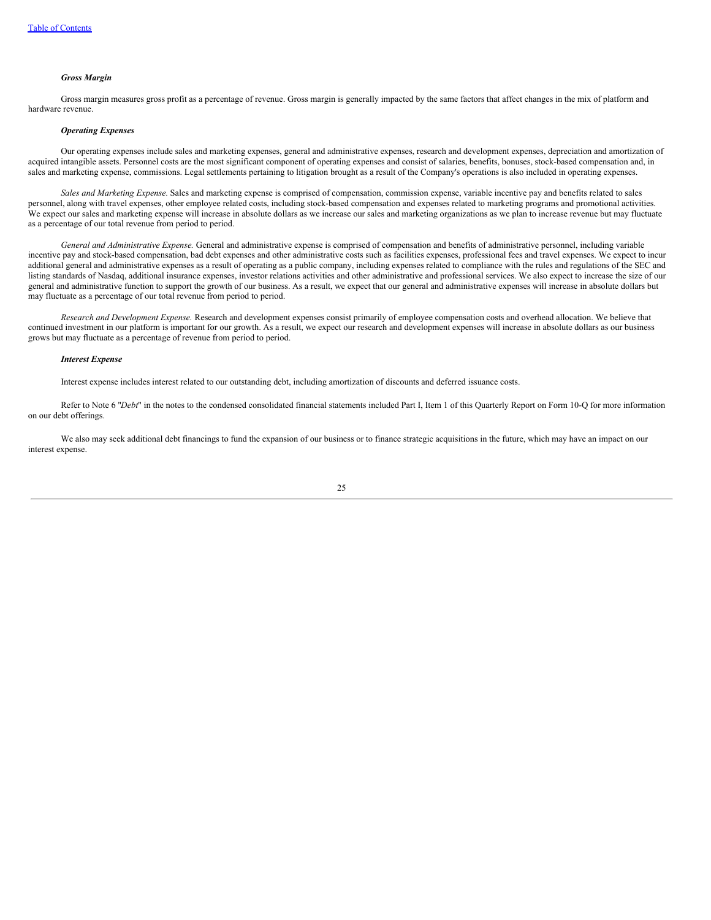***Gross Margin***

Gross margin measures gross profit as a percentage of revenue. Gross margin is generally impacted by the same factors that affect changes in the mix of platform and hardware revenue.

***Operating Expenses***

Our operating expenses include sales and marketing expenses, general and administrative expenses, research and development expenses, depreciation and amortization of acquired intangible assets. Personnel costs are the most significant component of operating expenses and consist of salaries, benefits, bonuses, stock-based compensation and, in sales and marketing expense, commissions. Legal settlements pertaining to litigation brought as a result of the Company's operations is also included in operating expenses.

*Sales and Marketing Expense.* Sales and marketing expense is comprised of compensation, commission expense, variable incentive pay and benefits related to sales personnel, along with travel expenses, other employee related costs, including stock-based compensation and expenses related to marketing programs and promotional activities. We expect our sales and marketing expense will increase in absolute dollars as we increase our sales and marketing organizations as we plan to increase revenue but may fluctuate as a percentage of our total revenue from period to period.

*General and Administrative Expense.* General and administrative expense is comprised of compensation and benefits of administrative personnel, including variable incentive pay and stock-based compensation, bad debt expenses and other administrative costs such as facilities expenses, professional fees and travel expenses. We expect to incur additional general and administrative expenses as a result of operating as a public company, including expenses related to compliance with the rules and regulations of the SEC and listing standards of Nasdaq, additional insurance expenses, investor relations activities and other administrative and professional services. We also expect to increase the size of our general and administrative function to support the growth of our business. As a result, we expect that our general and administrative expenses will increase in absolute dollars but may fluctuate as a percentage of our total revenue from period to period.

*Research and Development Expense.* Research and development expenses consist primarily of employee compensation costs and overhead allocation. We believe that continued investment in our platform is important for our growth. As a result, we expect our research and development expenses will increase in absolute dollars as our business grows but may fluctuate as a percentage of revenue from period to period.

***Interest Expense***

Interest expense includes interest related to our outstanding debt, including amortization of discounts and deferred issuance costs.

Refer to Note 6 "*Debt*" in the notes to the condensed consolidated financial statements included Part I, Item 1 of this Quarterly Report on Form 10-Q for more information on our debt offerings.

We also may seek additional debt financings to fund the expansion of our business or to finance strategic acquisitions in the future, which may have an impact on our interest expense.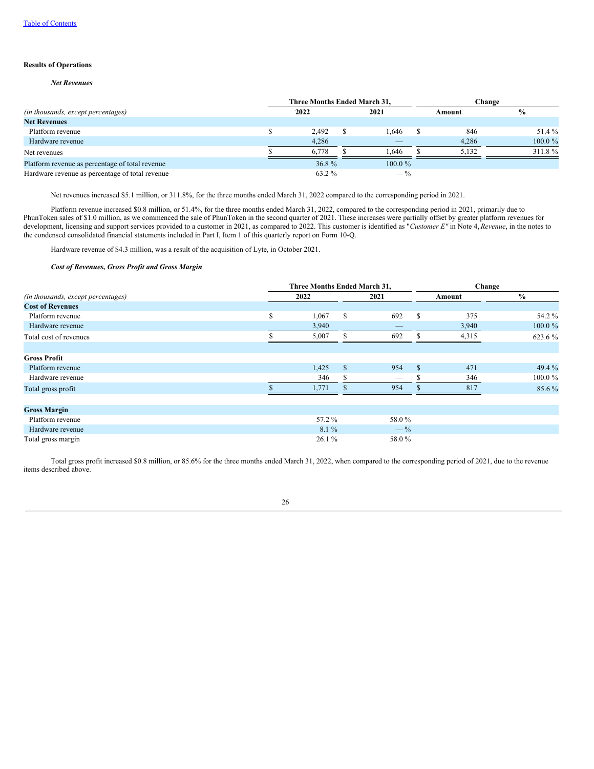## Results of Operations

### *Net Revenues*

| *(in thousands, except percentages)* | Three Months Ended March 31, 2022 | Three Months Ended March 31, 2021 | Change Amount | Change % |
|---|---|---|---|---|
| **Net Revenues** | | | | |
| Platform revenue | $ 2,492 | $ 1,646 | $ 846 | 51.4 % |
| Hardware revenue | 4,286 | — | 4,286 | 100.0 % |
| Net revenues | $ 6,778 | $ 1,646 | $ 5,132 | 311.8 % |
| Platform revenue as percentage of total revenue | 36.8 % | 100.0 % | | |
| Hardware revenue as percentage of total revenue | 63.2 % | — % | | |

Net revenues increased $5.1 million, or 311.8%, for the three months ended March 31, 2022 compared to the corresponding period in 2021.

Platform revenue increased $0.8 million, or 51.4%, for the three months ended March 31, 2022, compared to the corresponding period in 2021, primarily due to PhunToken sales of $1.0 million, as we commenced the sale of PhunToken in the second quarter of 2021. These increases were partially offset by greater platform revenues for development, licensing and support services provided to a customer in 2021, as compared to 2022. This customer is identified as "*Customer E"* in Note 4, *Revenue*, in the notes to the condensed consolidated financial statements included in Part I, Item 1 of this quarterly report on Form 10-Q.

Hardware revenue of $4.3 million, was a result of the acquisition of Lyte, in October 2021.

### *Cost of Revenues, Gross Profit and Gross Margin*

| *(in thousands, except percentages)* | Three Months Ended March 31, 2022 | Three Months Ended March 31, 2021 | Change Amount | Change % |
|---|---|---|---|---|
| **Cost of Revenues** | | | | |
| Platform revenue | $ 1,067 | $ 692 | $ 375 | 54.2 % |
| Hardware revenue | 3,940 | — | 3,940 | 100.0 % |
| Total cost of revenues | $ 5,007 | $ 692 | $ 4,315 | 623.6 % |
| | | | | |
| **Gross Profit** | | | | |
| Platform revenue | 1,425 | $ 954 | $ 471 | 49.4 % |
| Hardware revenue | 346 | $ — | $ 346 | 100.0 % |
| Total gross profit | $ 1,771 | $ 954 | $ 817 | 85.6 % |
| | | | | |
| **Gross Margin** | | | | |
| Platform revenue | 57.2 % | 58.0 % | | |
| Hardware revenue | 8.1 % | — % | | |
| Total gross margin | 26.1 % | 58.0 % | | |

Total gross profit increased $0.8 million, or 85.6% for the three months ended March 31, 2022, when compared to the corresponding period of 2021, due to the revenue items described above.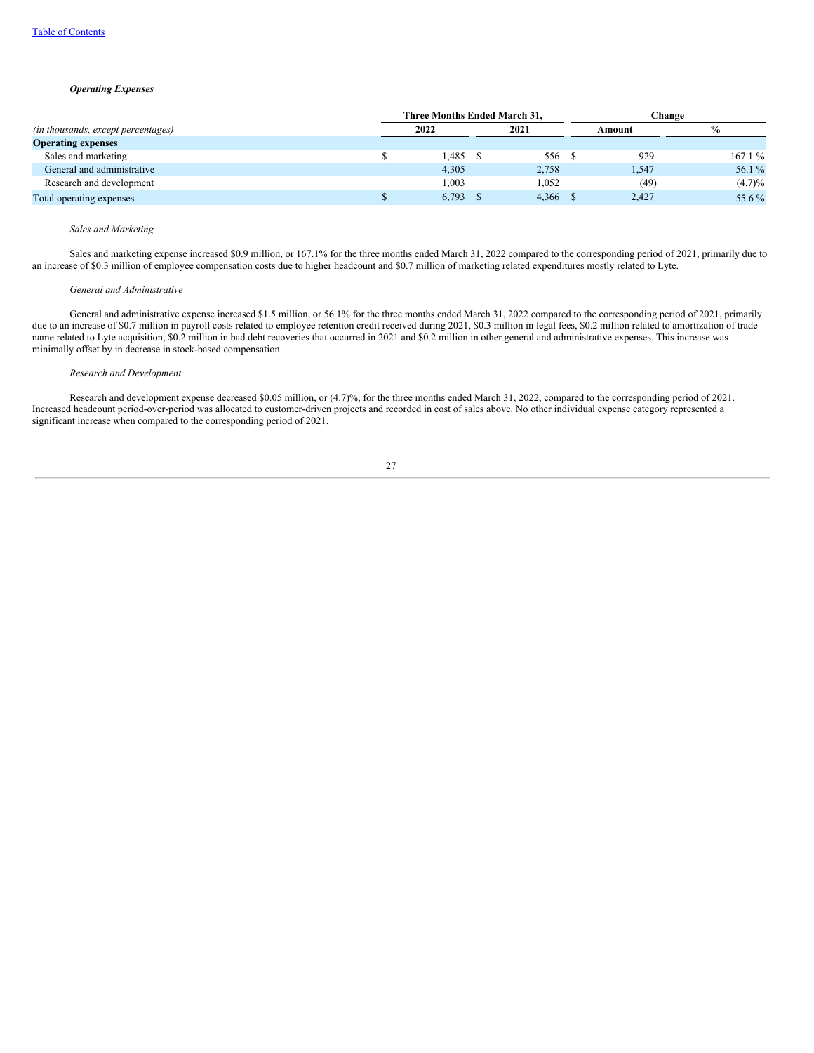*Operating Expenses*

| | Three Months Ended March 31, | | Change | |
|---|---|---|---|---|
| *(in thousands, except percentages)* | 2022 | 2021 | Amount | % |
| **Operating expenses** | | | | |
| Sales and marketing | $ 1,485 | $ 556 | $ 929 | 167.1 % |
| General and administrative | 4,305 | 2,758 | 1,547 | 56.1 % |
| Research and development | 1,003 | 1,052 | (49) | (4.7)% |
| Total operating expenses | $ 6,793 | $ 4,366 | $ 2,427 | 55.6 % |

*Sales and Marketing*

Sales and marketing expense increased $0.9 million, or 167.1% for the three months ended March 31, 2022 compared to the corresponding period of 2021, primarily due to an increase of $0.3 million of employee compensation costs due to higher headcount and $0.7 million of marketing related expenditures mostly related to Lyte.

*General and Administrative*

General and administrative expense increased $1.5 million, or 56.1% for the three months ended March 31, 2022 compared to the corresponding period of 2021, primarily due to an increase of $0.7 million in payroll costs related to employee retention credit received during 2021, $0.3 million in legal fees, $0.2 million related to amortization of trade name related to Lyte acquisition, $0.2 million in bad debt recoveries that occurred in 2021 and $0.2 million in other general and administrative expenses. This increase was minimally offset by in decrease in stock-based compensation.

*Research and Development*

Research and development expense decreased $0.05 million, or (4.7)%, for the three months ended March 31, 2022, compared to the corresponding period of 2021. Increased headcount period-over-period was allocated to customer-driven projects and recorded in cost of sales above. No other individual expense category represented a significant increase when compared to the corresponding period of 2021.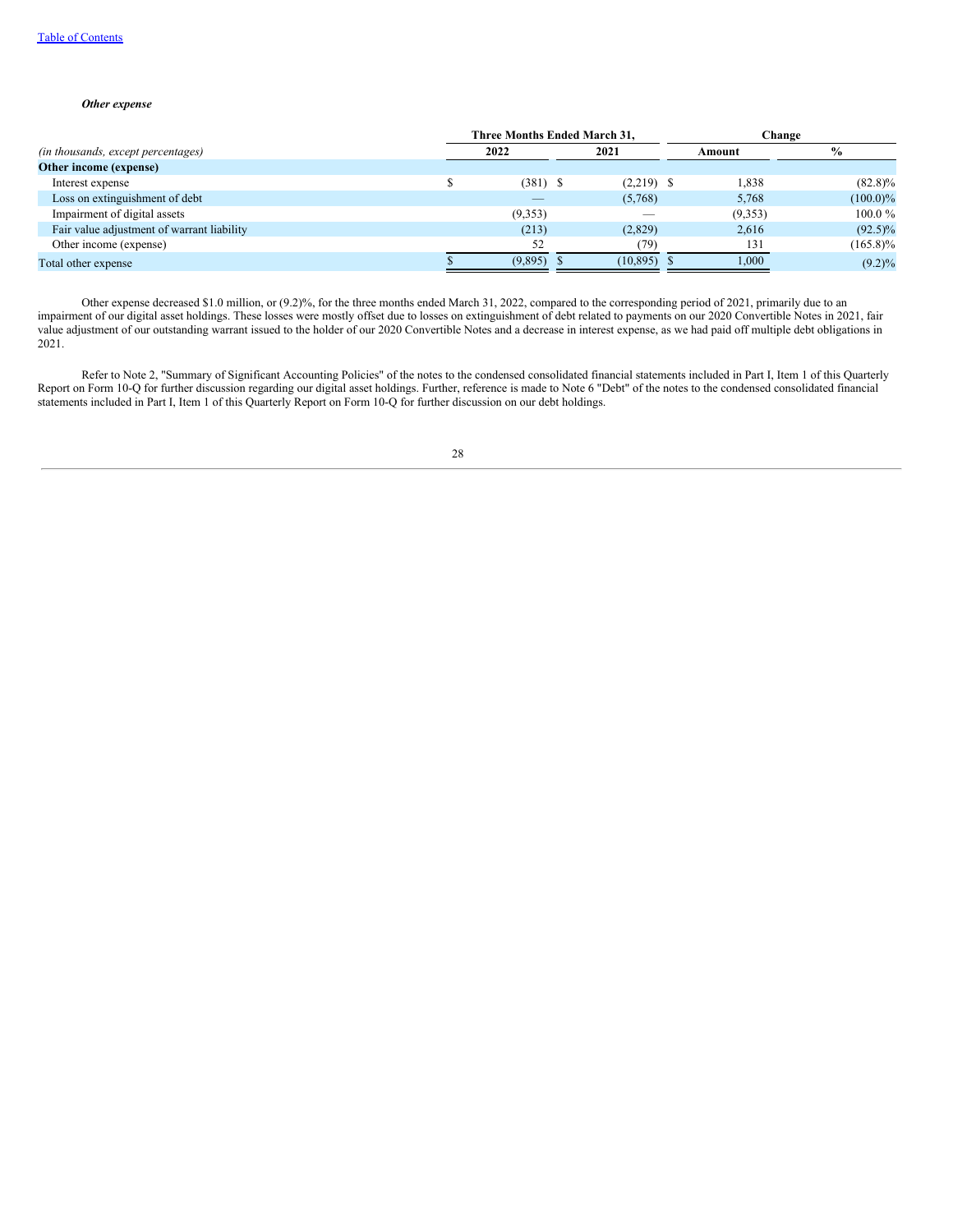***Other expense***

| *(in thousands, except percentages)* | Three Months Ended March 31, 2022 | Three Months Ended March 31, 2021 | Change Amount | Change % |
|---|---|---|---|---|
| **Other income (expense)** | | | | |
| Interest expense | $ (381) | $ (2,219) | $ 1,838 | (82.8)% |
| Loss on extinguishment of debt | — | (5,768) | 5,768 | (100.0)% |
| Impairment of digital assets | (9,353) | — | (9,353) | 100.0 % |
| Fair value adjustment of warrant liability | (213) | (2,829) | 2,616 | (92.5)% |
| Other income (expense) | 52 | (79) | 131 | (165.8)% |
| Total other expense | $ (9,895) | $ (10,895) | $ 1,000 | (9.2)% |

Other expense decreased $1.0 million, or (9.2)%, for the three months ended March 31, 2022, compared to the corresponding period of 2021, primarily due to an impairment of our digital asset holdings. These losses were mostly offset due to losses on extinguishment of debt related to payments on our 2020 Convertible Notes in 2021, fair value adjustment of our outstanding warrant issued to the holder of our 2020 Convertible Notes and a decrease in interest expense, as we had paid off multiple debt obligations in 2021.

Refer to Note 2, "Summary of Significant Accounting Policies" of the notes to the condensed consolidated financial statements included in Part I, Item 1 of this Quarterly Report on Form 10-Q for further discussion regarding our digital asset holdings. Further, reference is made to Note 6 "Debt" of the notes to the condensed consolidated financial statements included in Part I, Item 1 of this Quarterly Report on Form 10-Q for further discussion on our debt holdings.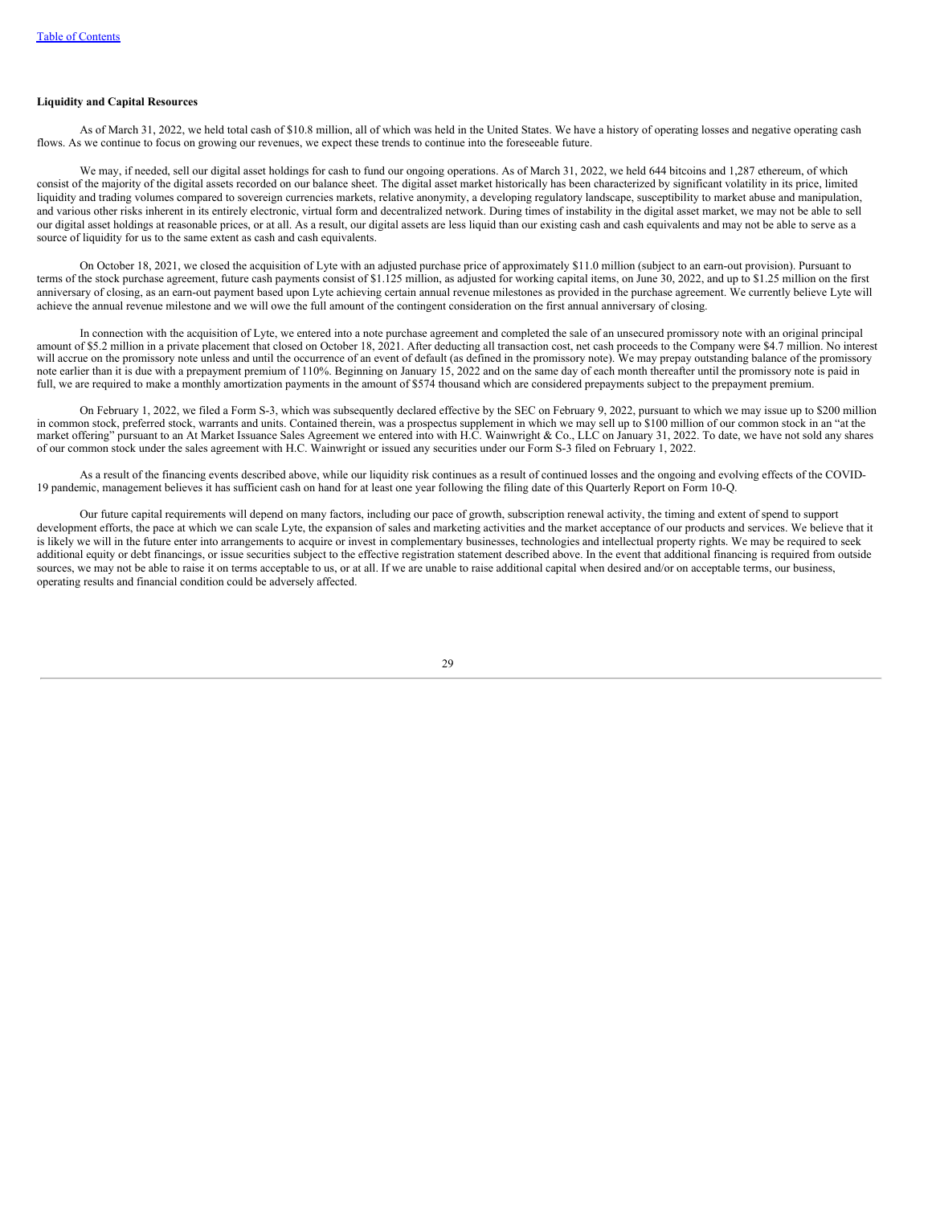**Liquidity and Capital Resources**

As of March 31, 2022, we held total cash of $10.8 million, all of which was held in the United States. We have a history of operating losses and negative operating cash flows. As we continue to focus on growing our revenues, we expect these trends to continue into the foreseeable future.

We may, if needed, sell our digital asset holdings for cash to fund our ongoing operations. As of March 31, 2022, we held 644 bitcoins and 1,287 ethereum, of which consist of the majority of the digital assets recorded on our balance sheet. The digital asset market historically has been characterized by significant volatility in its price, limited liquidity and trading volumes compared to sovereign currencies markets, relative anonymity, a developing regulatory landscape, susceptibility to market abuse and manipulation, and various other risks inherent in its entirely electronic, virtual form and decentralized network. During times of instability in the digital asset market, we may not be able to sell our digital asset holdings at reasonable prices, or at all. As a result, our digital assets are less liquid than our existing cash and cash equivalents and may not be able to serve as a source of liquidity for us to the same extent as cash and cash equivalents.

On October 18, 2021, we closed the acquisition of Lyte with an adjusted purchase price of approximately $11.0 million (subject to an earn-out provision). Pursuant to terms of the stock purchase agreement, future cash payments consist of $1.125 million, as adjusted for working capital items, on June 30, 2022, and up to $1.25 million on the first anniversary of closing, as an earn-out payment based upon Lyte achieving certain annual revenue milestones as provided in the purchase agreement. We currently believe Lyte will achieve the annual revenue milestone and we will owe the full amount of the contingent consideration on the first annual anniversary of closing.

In connection with the acquisition of Lyte, we entered into a note purchase agreement and completed the sale of an unsecured promissory note with an original principal amount of $5.2 million in a private placement that closed on October 18, 2021. After deducting all transaction cost, net cash proceeds to the Company were $4.7 million. No interest will accrue on the promissory note unless and until the occurrence of an event of default (as defined in the promissory note). We may prepay outstanding balance of the promissory note earlier than it is due with a prepayment premium of 110%. Beginning on January 15, 2022 and on the same day of each month thereafter until the promissory note is paid in full, we are required to make a monthly amortization payments in the amount of $574 thousand which are considered prepayments subject to the prepayment premium.

On February 1, 2022, we filed a Form S-3, which was subsequently declared effective by the SEC on February 9, 2022, pursuant to which we may issue up to $200 million in common stock, preferred stock, warrants and units. Contained therein, was a prospectus supplement in which we may sell up to $100 million of our common stock in an "at the market offering" pursuant to an At Market Issuance Sales Agreement we entered into with H.C. Wainwright & Co., LLC on January 31, 2022. To date, we have not sold any shares of our common stock under the sales agreement with H.C. Wainwright or issued any securities under our Form S-3 filed on February 1, 2022.

As a result of the financing events described above, while our liquidity risk continues as a result of continued losses and the ongoing and evolving effects of the COVID-19 pandemic, management believes it has sufficient cash on hand for at least one year following the filing date of this Quarterly Report on Form 10-Q.

Our future capital requirements will depend on many factors, including our pace of growth, subscription renewal activity, the timing and extent of spend to support development efforts, the pace at which we can scale Lyte, the expansion of sales and marketing activities and the market acceptance of our products and services. We believe that it is likely we will in the future enter into arrangements to acquire or invest in complementary businesses, technologies and intellectual property rights. We may be required to seek additional equity or debt financings, or issue securities subject to the effective registration statement described above. In the event that additional financing is required from outside sources, we may not be able to raise it on terms acceptable to us, or at all. If we are unable to raise additional capital when desired and/or on acceptable terms, our business, operating results and financial condition could be adversely affected.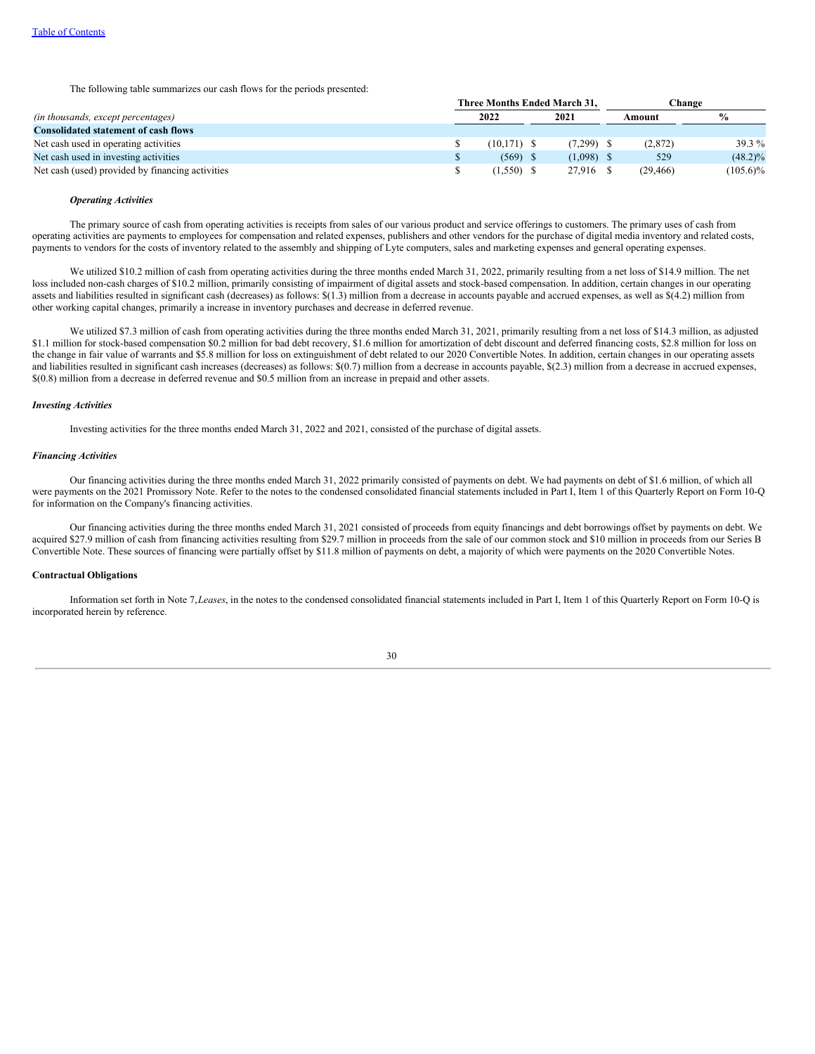The following table summarizes our cash flows for the periods presented:

| | Three Months Ended March 31, | | Change | |
|---|---|---|---|---|
| *(in thousands, except percentages)* | 2022 | 2021 | Amount | % |
| **Consolidated statement of cash flows** | | | | |
| Net cash used in operating activities | $ (10,171) | $ (7,299) | $ (2,872) | 39.3 % |
| Net cash used in investing activities | $ (569) | $ (1,098) | $ 529 | (48.2)% |
| Net cash (used) provided by financing activities | $ (1,550) | $ 27,916 | $ (29,466) | (105.6)% |

***Operating Activities***

The primary source of cash from operating activities is receipts from sales of our various product and service offerings to customers. The primary uses of cash from operating activities are payments to employees for compensation and related expenses, publishers and other vendors for the purchase of digital media inventory and related costs, payments to vendors for the costs of inventory related to the assembly and shipping of Lyte computers, sales and marketing expenses and general operating expenses.

We utilized $10.2 million of cash from operating activities during the three months ended March 31, 2022, primarily resulting from a net loss of $14.9 million. The net loss included non-cash charges of $10.2 million, primarily consisting of impairment of digital assets and stock-based compensation. In addition, certain changes in our operating assets and liabilities resulted in significant cash (decreases) as follows: $(1.3) million from a decrease in accounts payable and accrued expenses, as well as $(4.2) million from other working capital changes, primarily a increase in inventory purchases and decrease in deferred revenue.

We utilized $7.3 million of cash from operating activities during the three months ended March 31, 2021, primarily resulting from a net loss of $14.3 million, as adjusted $1.1 million for stock-based compensation $0.2 million for bad debt recovery, $1.6 million for amortization of debt discount and deferred financing costs, $2.8 million for loss on the change in fair value of warrants and $5.8 million for loss on extinguishment of debt related to our 2020 Convertible Notes. In addition, certain changes in our operating assets and liabilities resulted in significant cash increases (decreases) as follows: $(0.7) million from a decrease in accounts payable, $(2.3) million from a decrease in accrued expenses, $(0.8) million from a decrease in deferred revenue and $0.5 million from an increase in prepaid and other assets.

***Investing Activities***

Investing activities for the three months ended March 31, 2022 and 2021, consisted of the purchase of digital assets.

***Financing Activities***

Our financing activities during the three months ended March 31, 2022 primarily consisted of payments on debt. We had payments on debt of $1.6 million, of which all were payments on the 2021 Promissory Note. Refer to the notes to the condensed consolidated financial statements included in Part I, Item 1 of this Quarterly Report on Form 10-Q for information on the Company's financing activities.

Our financing activities during the three months ended March 31, 2021 consisted of proceeds from equity financings and debt borrowings offset by payments on debt. We acquired $27.9 million of cash from financing activities resulting from $29.7 million in proceeds from the sale of our common stock and $10 million in proceeds from our Series B Convertible Note. These sources of financing were partially offset by $11.8 million of payments on debt, a majority of which were payments on the 2020 Convertible Notes.

**Contractual Obligations**

Information set forth in Note 7,*Leases*, in the notes to the condensed consolidated financial statements included in Part I, Item 1 of this Quarterly Report on Form 10-Q is incorporated herein by reference.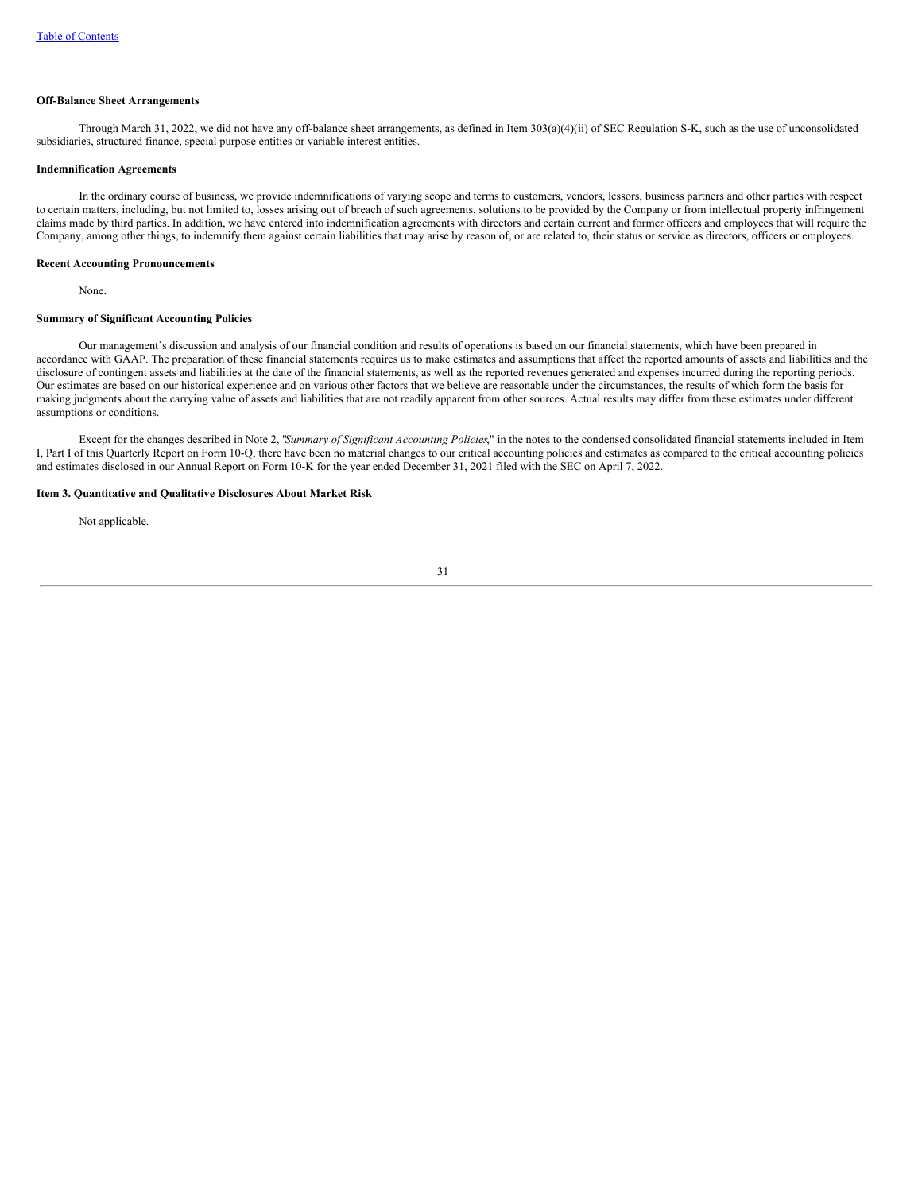**Off-Balance Sheet Arrangements**

Through March 31, 2022, we did not have any off-balance sheet arrangements, as defined in Item 303(a)(4)(ii) of SEC Regulation S-K, such as the use of unconsolidated subsidiaries, structured finance, special purpose entities or variable interest entities.

**Indemnification Agreements**

In the ordinary course of business, we provide indemnifications of varying scope and terms to customers, vendors, lessors, business partners and other parties with respect to certain matters, including, but not limited to, losses arising out of breach of such agreements, solutions to be provided by the Company or from intellectual property infringement claims made by third parties. In addition, we have entered into indemnification agreements with directors and certain current and former officers and employees that will require the Company, among other things, to indemnify them against certain liabilities that may arise by reason of, or are related to, their status or service as directors, officers or employees.

**Recent Accounting Pronouncements**

None.

**Summary of Significant Accounting Policies**

Our management's discussion and analysis of our financial condition and results of operations is based on our financial statements, which have been prepared in accordance with GAAP. The preparation of these financial statements requires us to make estimates and assumptions that affect the reported amounts of assets and liabilities and the disclosure of contingent assets and liabilities at the date of the financial statements, as well as the reported revenues generated and expenses incurred during the reporting periods. Our estimates are based on our historical experience and on various other factors that we believe are reasonable under the circumstances, the results of which form the basis for making judgments about the carrying value of assets and liabilities that are not readily apparent from other sources. Actual results may differ from these estimates under different assumptions or conditions.

Except for the changes described in Note 2, "*Summary of Significant Accounting Policies*," in the notes to the condensed consolidated financial statements included in Item I, Part I of this Quarterly Report on Form 10-Q, there have been no material changes to our critical accounting policies and estimates as compared to the critical accounting policies and estimates disclosed in our Annual Report on Form 10-K for the year ended December 31, 2021 filed with the SEC on April 7, 2022.

**Item 3. Quantitative and Qualitative Disclosures About Market Risk**

Not applicable.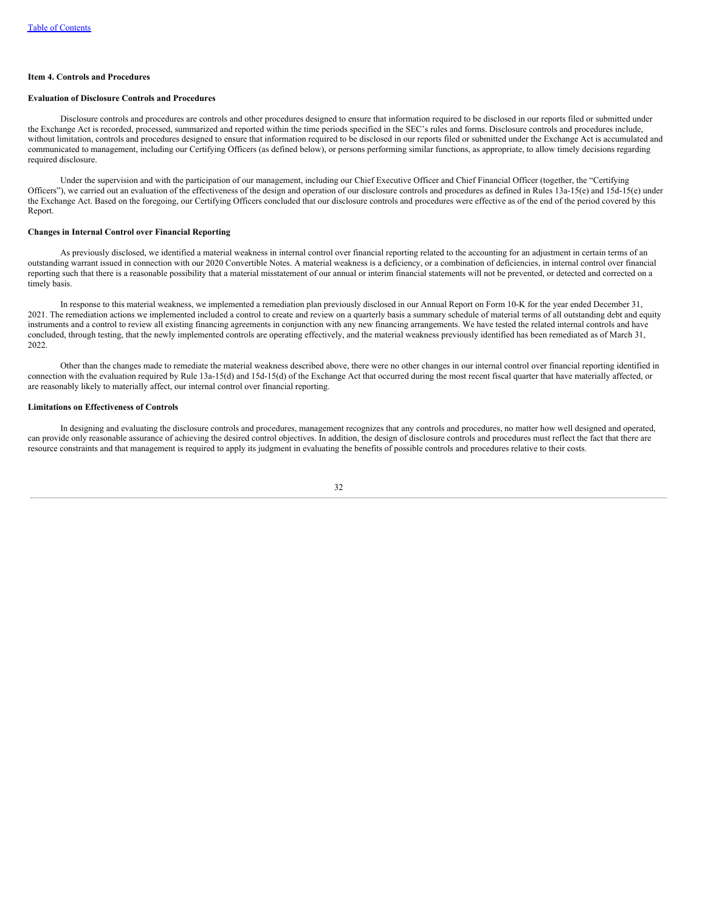### Item 4. Controls and Procedures

#### Evaluation of Disclosure Controls and Procedures

Disclosure controls and procedures are controls and other procedures designed to ensure that information required to be disclosed in our reports filed or submitted under the Exchange Act is recorded, processed, summarized and reported within the time periods specified in the SEC's rules and forms. Disclosure controls and procedures include, without limitation, controls and procedures designed to ensure that information required to be disclosed in our reports filed or submitted under the Exchange Act is accumulated and communicated to management, including our Certifying Officers (as defined below), or persons performing similar functions, as appropriate, to allow timely decisions regarding required disclosure.

Under the supervision and with the participation of our management, including our Chief Executive Officer and Chief Financial Officer (together, the "Certifying Officers"), we carried out an evaluation of the effectiveness of the design and operation of our disclosure controls and procedures as defined in Rules 13a-15(e) and 15d-15(e) under the Exchange Act. Based on the foregoing, our Certifying Officers concluded that our disclosure controls and procedures were effective as of the end of the period covered by this Report.

#### Changes in Internal Control over Financial Reporting

As previously disclosed, we identified a material weakness in internal control over financial reporting related to the accounting for an adjustment in certain terms of an outstanding warrant issued in connection with our 2020 Convertible Notes. A material weakness is a deficiency, or a combination of deficiencies, in internal control over financial reporting such that there is a reasonable possibility that a material misstatement of our annual or interim financial statements will not be prevented, or detected and corrected on a timely basis.

In response to this material weakness, we implemented a remediation plan previously disclosed in our Annual Report on Form 10-K for the year ended December 31, 2021. The remediation actions we implemented included a control to create and review on a quarterly basis a summary schedule of material terms of all outstanding debt and equity instruments and a control to review all existing financing agreements in conjunction with any new financing arrangements. We have tested the related internal controls and have concluded, through testing, that the newly implemented controls are operating effectively, and the material weakness previously identified has been remediated as of March 31, 2022.

Other than the changes made to remediate the material weakness described above, there were no other changes in our internal control over financial reporting identified in connection with the evaluation required by Rule 13a-15(d) and 15d-15(d) of the Exchange Act that occurred during the most recent fiscal quarter that have materially affected, or are reasonably likely to materially affect, our internal control over financial reporting.

#### Limitations on Effectiveness of Controls

In designing and evaluating the disclosure controls and procedures, management recognizes that any controls and procedures, no matter how well designed and operated, can provide only reasonable assurance of achieving the desired control objectives. In addition, the design of disclosure controls and procedures must reflect the fact that there are resource constraints and that management is required to apply its judgment in evaluating the benefits of possible controls and procedures relative to their costs.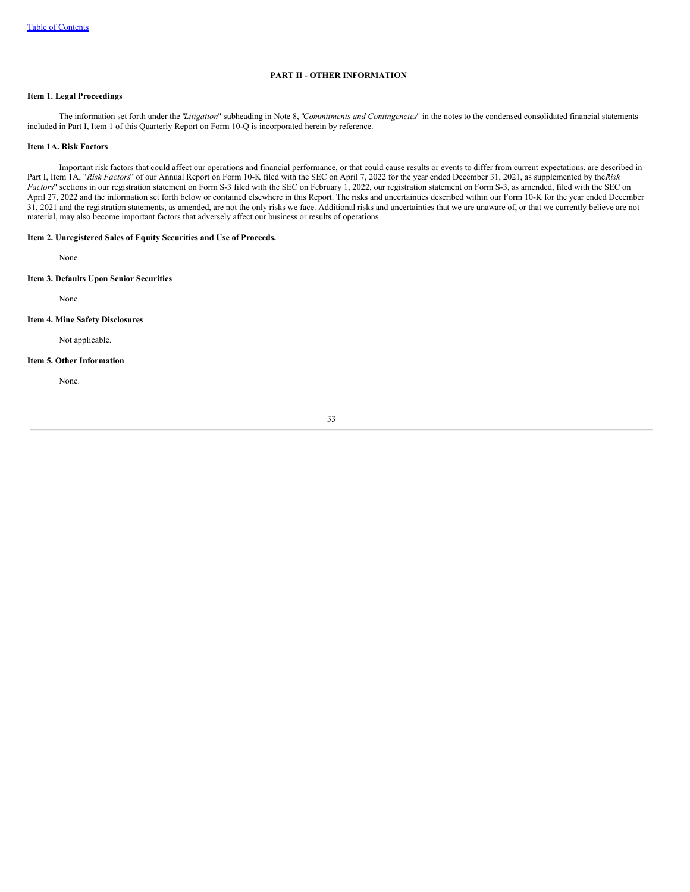## PART II - OTHER INFORMATION

### Item 1. Legal Proceedings

The information set forth under the "*Litigation*" subheading in Note 8, "*Commitments and Contingencies*" in the notes to the condensed consolidated financial statements included in Part I, Item 1 of this Quarterly Report on Form 10-Q is incorporated herein by reference.

### Item 1A. Risk Factors

Important risk factors that could affect our operations and financial performance, or that could cause results or events to differ from current expectations, are described in Part I, Item 1A, "*Risk Factors*" of our Annual Report on Form 10-K filed with the SEC on April 7, 2022 for the year ended December 31, 2021, as supplemented by the "*Risk Factors*" sections in our registration statement on Form S-3 filed with the SEC on February 1, 2022, our registration statement on Form S-3, as amended, filed with the SEC on April 27, 2022 and the information set forth below or contained elsewhere in this Report. The risks and uncertainties described within our Form 10-K for the year ended December 31, 2021 and the registration statements, as amended, are not the only risks we face. Additional risks and uncertainties that we are unaware of, or that we currently believe are not material, may also become important factors that adversely affect our business or results of operations.

### Item 2. Unregistered Sales of Equity Securities and Use of Proceeds.

None.

### Item 3. Defaults Upon Senior Securities

None.

### Item 4. Mine Safety Disclosures

Not applicable.

### Item 5. Other Information

None.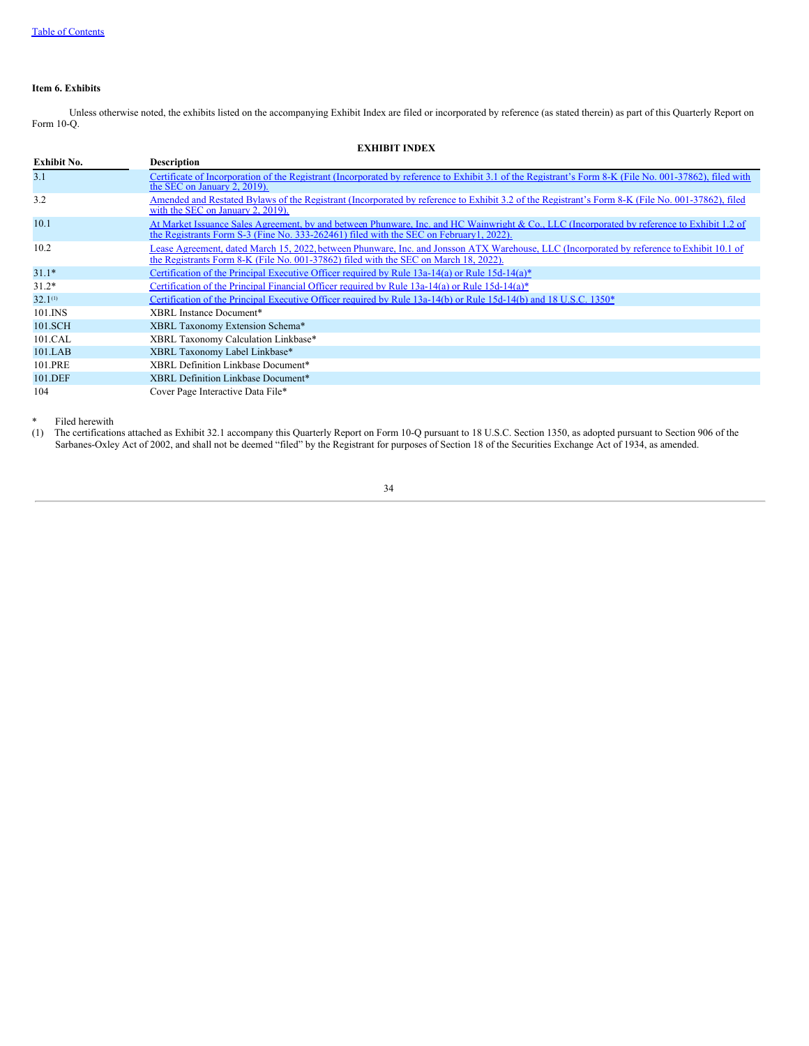**Item 6. Exhibits**

Unless otherwise noted, the exhibits listed on the accompanying Exhibit Index are filed or incorporated by reference (as stated therein) as part of this Quarterly Report on Form 10-Q.

**EXHIBIT INDEX**

| Exhibit No. | Description |
| --- | --- |
| 3.1 | Certificate of Incorporation of the Registrant (Incorporated by reference to Exhibit 3.1 of the Registrant's Form 8-K (File No. 001-37862), filed with the SEC on January 2, 2019). |
| 3.2 | Amended and Restated Bylaws of the Registrant (Incorporated by reference to Exhibit 3.2 of the Registrant's Form 8-K (File No. 001-37862), filed with the SEC on January 2, 2019). |
| 10.1 | At Market Issuance Sales Agreement, by and between Phunware, Inc. and HC Wainwright & Co., LLC (Incorporated by reference to Exhibit 1.2 of the Registrants Form S-3 (Fine No. 333-262461) filed with the SEC on February1, 2022). |
| 10.2 | Lease Agreement, dated March 15, 2022, between Phunware, Inc. and Jonsson ATX Warehouse, LLC (Incorporated by reference to Exhibit 10.1 of the Registrants Form 8-K (File No. 001-37862) filed with the SEC on March 18, 2022). |
| 31.1* | Certification of the Principal Executive Officer required by Rule 13a-14(a) or Rule 15d-14(a)* |
| 31.2* | Certification of the Principal Financial Officer required by Rule 13a-14(a) or Rule 15d-14(a)* |
| 32.1[(1)] | Certification of the Principal Executive Officer required by Rule 13a-14(b) or Rule 15d-14(b) and 18 U.S.C. 1350* |
| 101.INS | XBRL Instance Document* |
| 101.SCH | XBRL Taxonomy Extension Schema* |
| 101.CAL | XBRL Taxonomy Calculation Linkbase* |
| 101.LAB | XBRL Taxonomy Label Linkbase* |
| 101.PRE | XBRL Definition Linkbase Document* |
| 101.DEF | XBRL Definition Linkbase Document* |
| 104 | Cover Page Interactive Data File* |

\* Filed herewith

(1) The certifications attached as Exhibit 32.1 accompany this Quarterly Report on Form 10-Q pursuant to 18 U.S.C. Section 1350, as adopted pursuant to Section 906 of the Sarbanes-Oxley Act of 2002, and shall not be deemed "filed" by the Registrant for purposes of Section 18 of the Securities Exchange Act of 1934, as amended.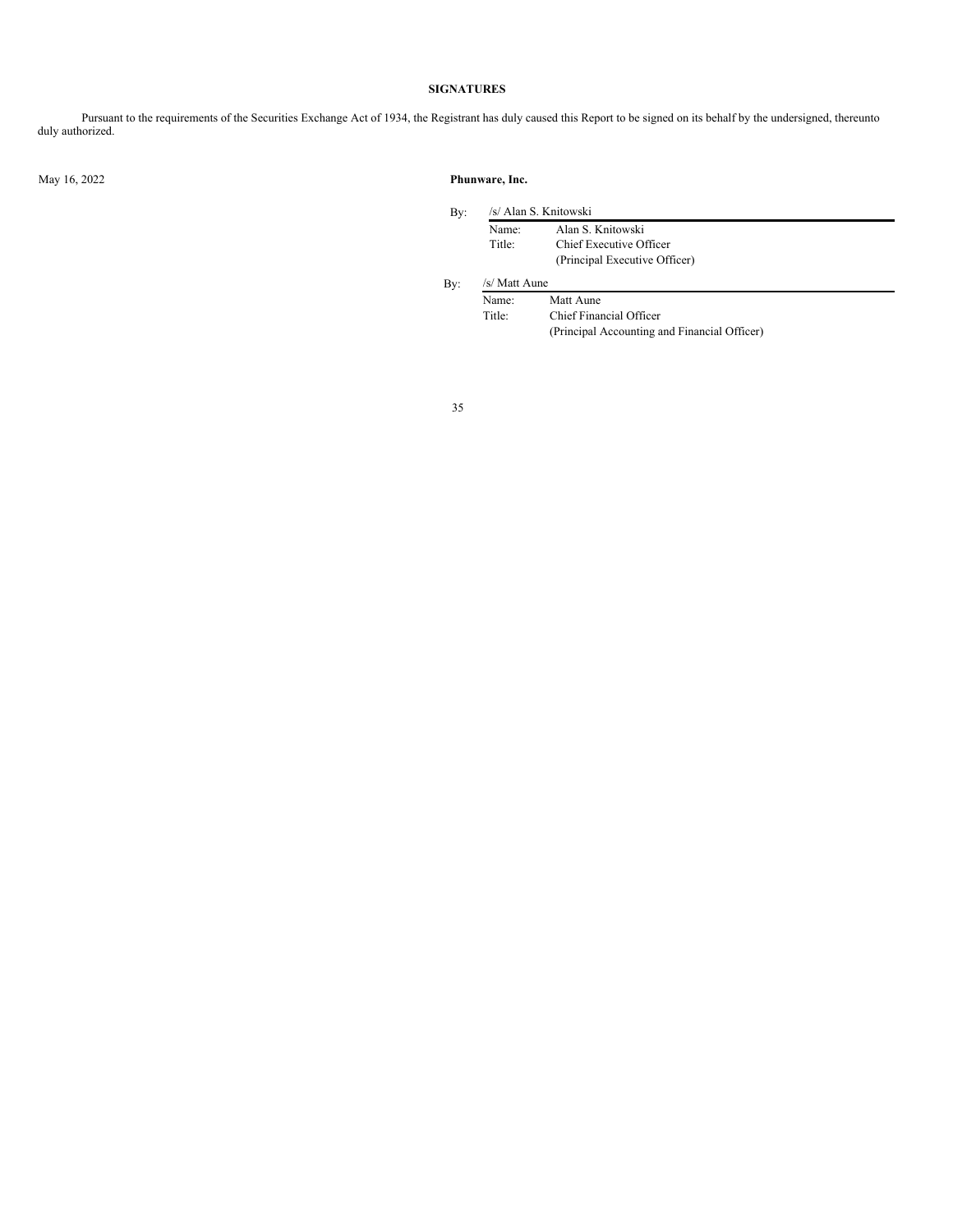**SIGNATURES**

Pursuant to the requirements of the Securities Exchange Act of 1934, the Registrant has duly caused this Report to be signed on its behalf by the undersigned, thereunto duly authorized.

May 16, 2022

**Phunware, Inc.**

By: /s/ Alan S. Knitowski

Name: Alan S. Knitowski
Title: Chief Executive Officer
(Principal Executive Officer)

By: /s/ Matt Aune

Name: Matt Aune
Title: Chief Financial Officer
(Principal Accounting and Financial Officer)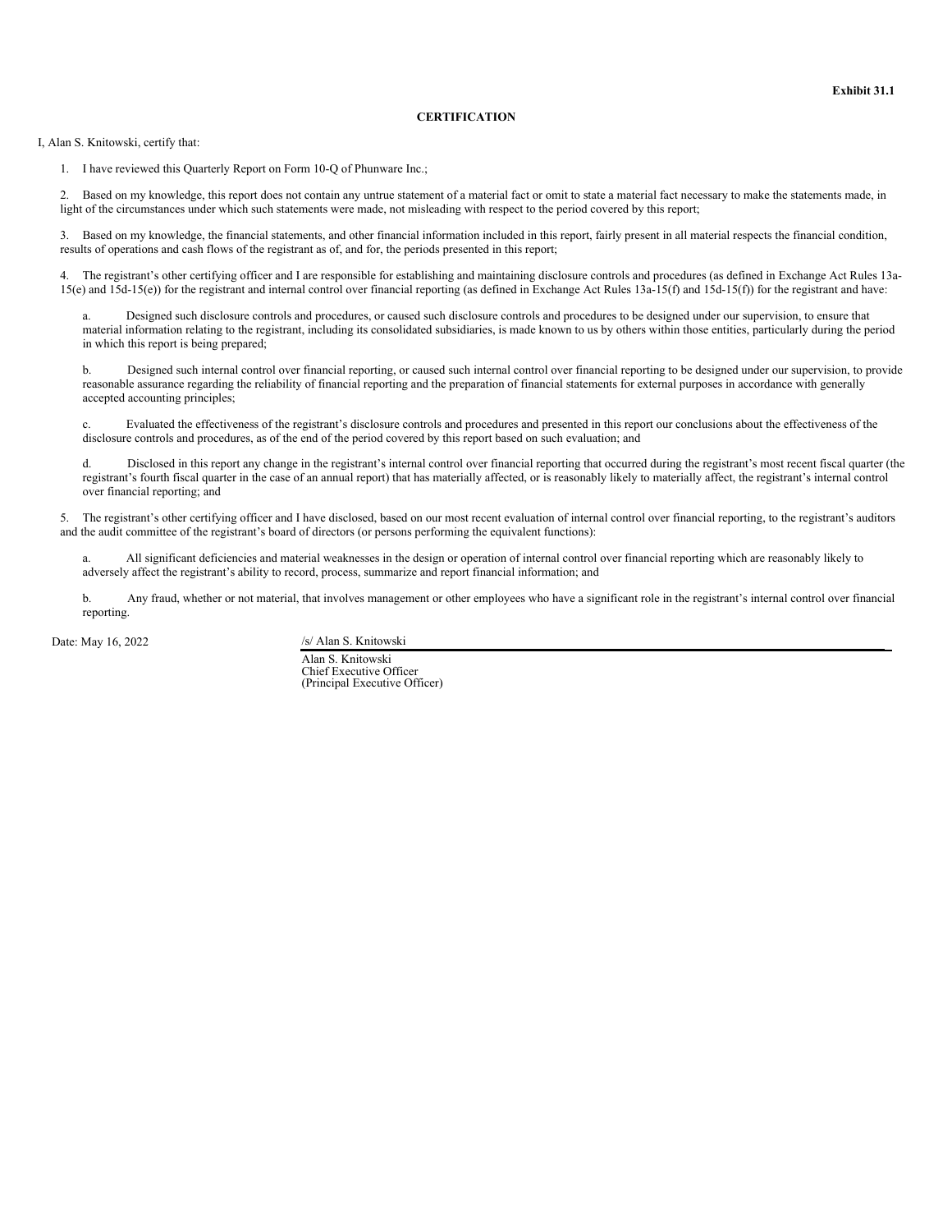**Exhibit 31.1**

**CERTIFICATION**

I, Alan S. Knitowski, certify that:

1. I have reviewed this Quarterly Report on Form 10-Q of Phunware Inc.;

2. Based on my knowledge, this report does not contain any untrue statement of a material fact or omit to state a material fact necessary to make the statements made, in light of the circumstances under which such statements were made, not misleading with respect to the period covered by this report;

3. Based on my knowledge, the financial statements, and other financial information included in this report, fairly present in all material respects the financial condition, results of operations and cash flows of the registrant as of, and for, the periods presented in this report;

4. The registrant's other certifying officer and I are responsible for establishing and maintaining disclosure controls and procedures (as defined in Exchange Act Rules 13a-15(e) and 15d-15(e)) for the registrant and internal control over financial reporting (as defined in Exchange Act Rules 13a-15(f) and 15d-15(f)) for the registrant and have:

   a. Designed such disclosure controls and procedures, or caused such disclosure controls and procedures to be designed under our supervision, to ensure that material information relating to the registrant, including its consolidated subsidiaries, is made known to us by others within those entities, particularly during the period in which this report is being prepared;

   b. Designed such internal control over financial reporting, or caused such internal control over financial reporting to be designed under our supervision, to provide reasonable assurance regarding the reliability of financial reporting and the preparation of financial statements for external purposes in accordance with generally accepted accounting principles;

   c. Evaluated the effectiveness of the registrant's disclosure controls and procedures and presented in this report our conclusions about the effectiveness of the disclosure controls and procedures, as of the end of the period covered by this report based on such evaluation; and

   d. Disclosed in this report any change in the registrant's internal control over financial reporting that occurred during the registrant's most recent fiscal quarter (the registrant's fourth fiscal quarter in the case of an annual report) that has materially affected, or is reasonably likely to materially affect, the registrant's internal control over financial reporting; and

5. The registrant's other certifying officer and I have disclosed, based on our most recent evaluation of internal control over financial reporting, to the registrant's auditors and the audit committee of the registrant's board of directors (or persons performing the equivalent functions):

   a. All significant deficiencies and material weaknesses in the design or operation of internal control over financial reporting which are reasonably likely to adversely affect the registrant's ability to record, process, summarize and report financial information; and

   b. Any fraud, whether or not material, that involves management or other employees who have a significant role in the registrant's internal control over financial reporting.

Date: May 16, 2022

/s/ Alan S. Knitowski

Alan S. Knitowski
Chief Executive Officer
(Principal Executive Officer)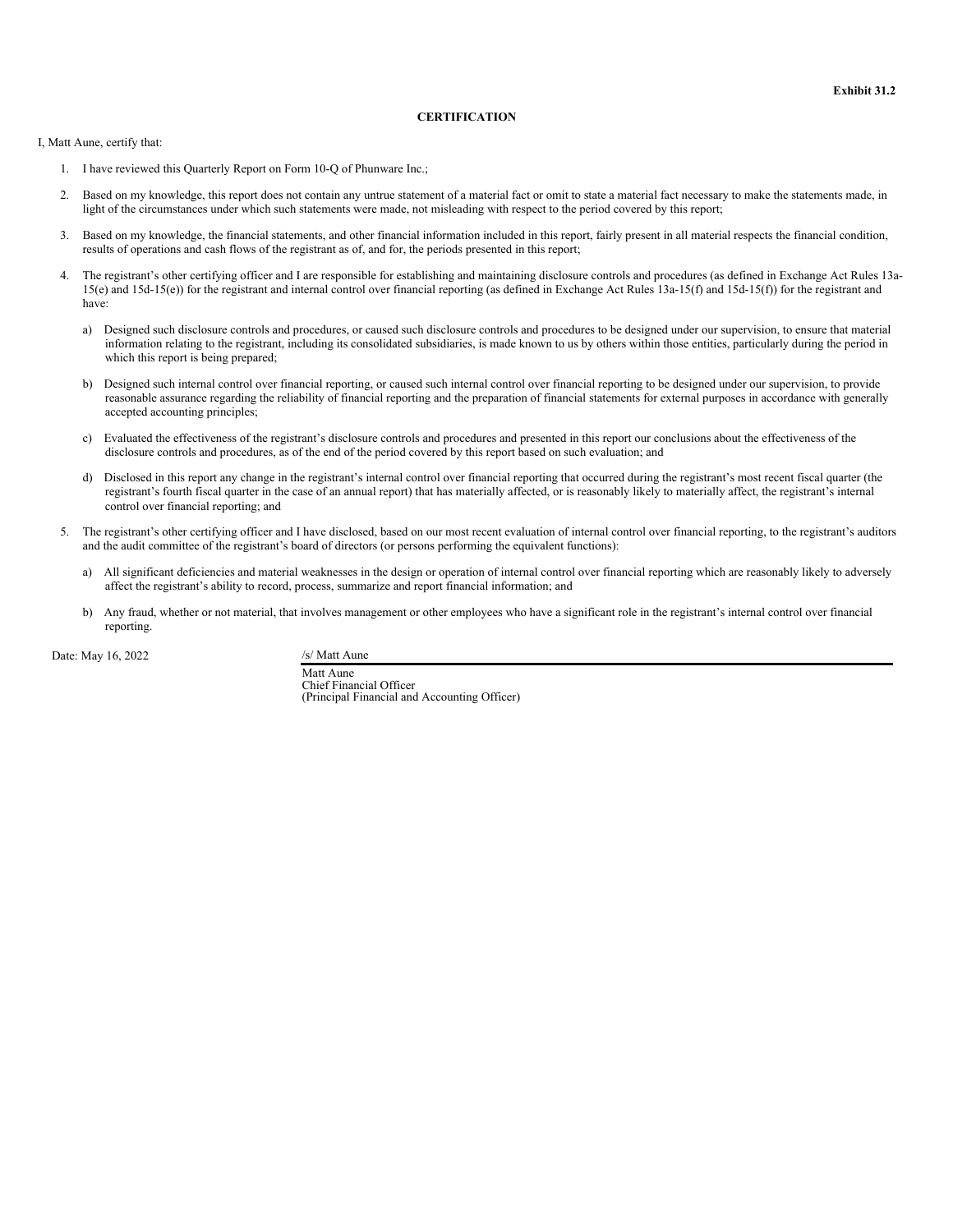**Exhibit 31.2**

**CERTIFICATION**

I, Matt Aune, certify that:

1. I have reviewed this Quarterly Report on Form 10-Q of Phunware Inc.;
2. Based on my knowledge, this report does not contain any untrue statement of a material fact or omit to state a material fact necessary to make the statements made, in light of the circumstances under which such statements were made, not misleading with respect to the period covered by this report;
3. Based on my knowledge, the financial statements, and other financial information included in this report, fairly present in all material respects the financial condition, results of operations and cash flows of the registrant as of, and for, the periods presented in this report;
4. The registrant's other certifying officer and I are responsible for establishing and maintaining disclosure controls and procedures (as defined in Exchange Act Rules 13a-15(e) and 15d-15(e)) for the registrant and internal control over financial reporting (as defined in Exchange Act Rules 13a-15(f) and 15d-15(f)) for the registrant and have:
   a) Designed such disclosure controls and procedures, or caused such disclosure controls and procedures to be designed under our supervision, to ensure that material information relating to the registrant, including its consolidated subsidiaries, is made known to us by others within those entities, particularly during the period in which this report is being prepared;
   b) Designed such internal control over financial reporting, or caused such internal control over financial reporting to be designed under our supervision, to provide reasonable assurance regarding the reliability of financial reporting and the preparation of financial statements for external purposes in accordance with generally accepted accounting principles;
   c) Evaluated the effectiveness of the registrant's disclosure controls and procedures and presented in this report our conclusions about the effectiveness of the disclosure controls and procedures, as of the end of the period covered by this report based on such evaluation; and
   d) Disclosed in this report any change in the registrant's internal control over financial reporting that occurred during the registrant's most recent fiscal quarter (the registrant's fourth fiscal quarter in the case of an annual report) that has materially affected, or is reasonably likely to materially affect, the registrant's internal control over financial reporting; and
5. The registrant's other certifying officer and I have disclosed, based on our most recent evaluation of internal control over financial reporting, to the registrant's auditors and the audit committee of the registrant's board of directors (or persons performing the equivalent functions):
   a) All significant deficiencies and material weaknesses in the design or operation of internal control over financial reporting which are reasonably likely to adversely affect the registrant's ability to record, process, summarize and report financial information; and
   b) Any fraud, whether or not material, that involves management or other employees who have a significant role in the registrant's internal control over financial reporting.

Date: May 16, 2022

/s/ Matt Aune

Matt Aune
Chief Financial Officer
(Principal Financial and Accounting Officer)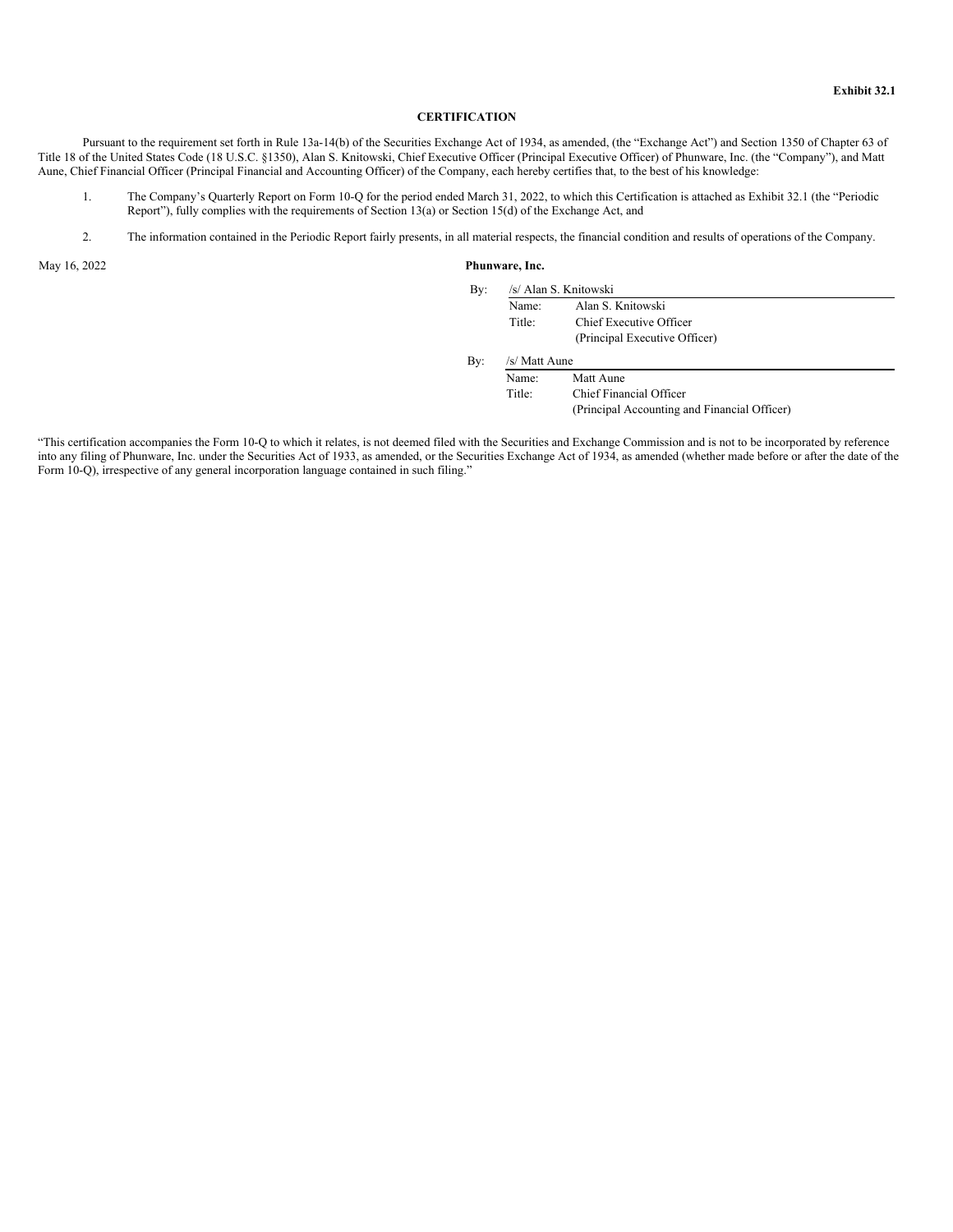Exhibit 32.1

## CERTIFICATION

Pursuant to the requirement set forth in Rule 13a-14(b) of the Securities Exchange Act of 1934, as amended, (the "Exchange Act") and Section 1350 of Chapter 63 of Title 18 of the United States Code (18 U.S.C. §1350), Alan S. Knitowski, Chief Executive Officer (Principal Executive Officer) of Phunware, Inc. (the "Company"), and Matt Aune, Chief Financial Officer (Principal Financial and Accounting Officer) of the Company, each hereby certifies that, to the best of his knowledge:

1. The Company's Quarterly Report on Form 10-Q for the period ended March 31, 2022, to which this Certification is attached as Exhibit 32.1 (the "Periodic Report"), fully complies with the requirements of Section 13(a) or Section 15(d) of the Exchange Act, and

2. The information contained in the Periodic Report fairly presents, in all material respects, the financial condition and results of operations of the Company.

May 16, 2022

**Phunware, Inc.**

By: /s/ Alan S. Knitowski
Name: Alan S. Knitowski
Title: Chief Executive Officer
(Principal Executive Officer)

By: /s/ Matt Aune
Name: Matt Aune
Title: Chief Financial Officer
(Principal Accounting and Financial Officer)

"This certification accompanies the Form 10-Q to which it relates, is not deemed filed with the Securities and Exchange Commission and is not to be incorporated by reference into any filing of Phunware, Inc. under the Securities Act of 1933, as amended, or the Securities Exchange Act of 1934, as amended (whether made before or after the date of the Form 10-Q), irrespective of any general incorporation language contained in such filing."